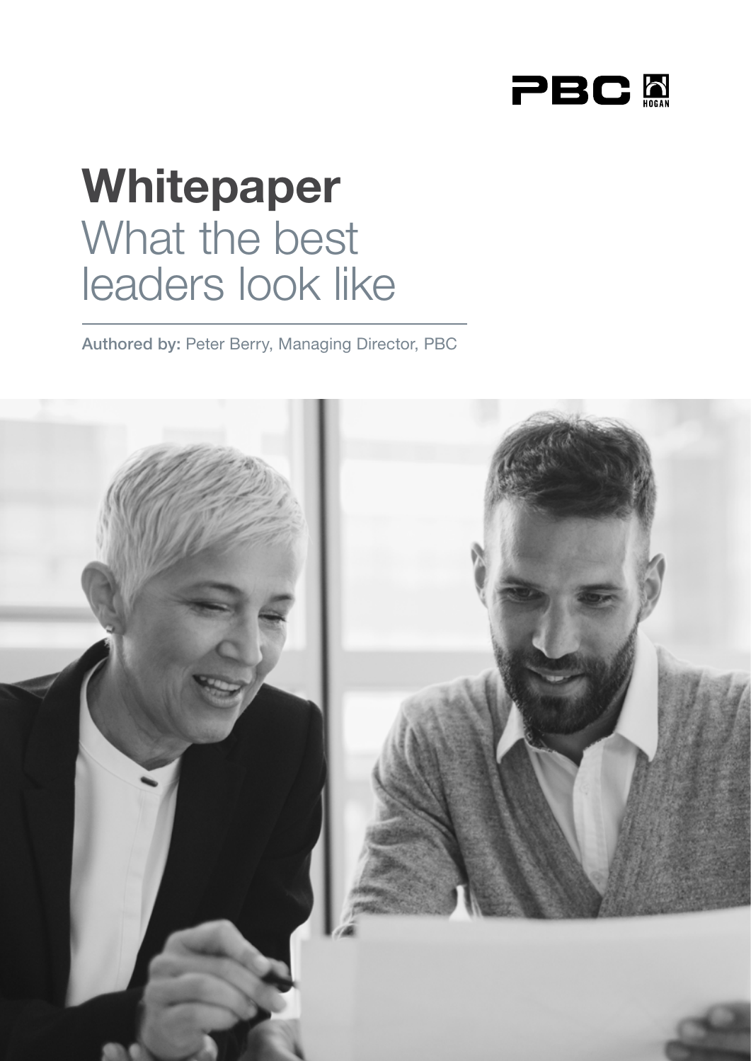# Whitepaper
## What the best leaders look like

**Authored by:** Peter Berry, Managing Director, PBC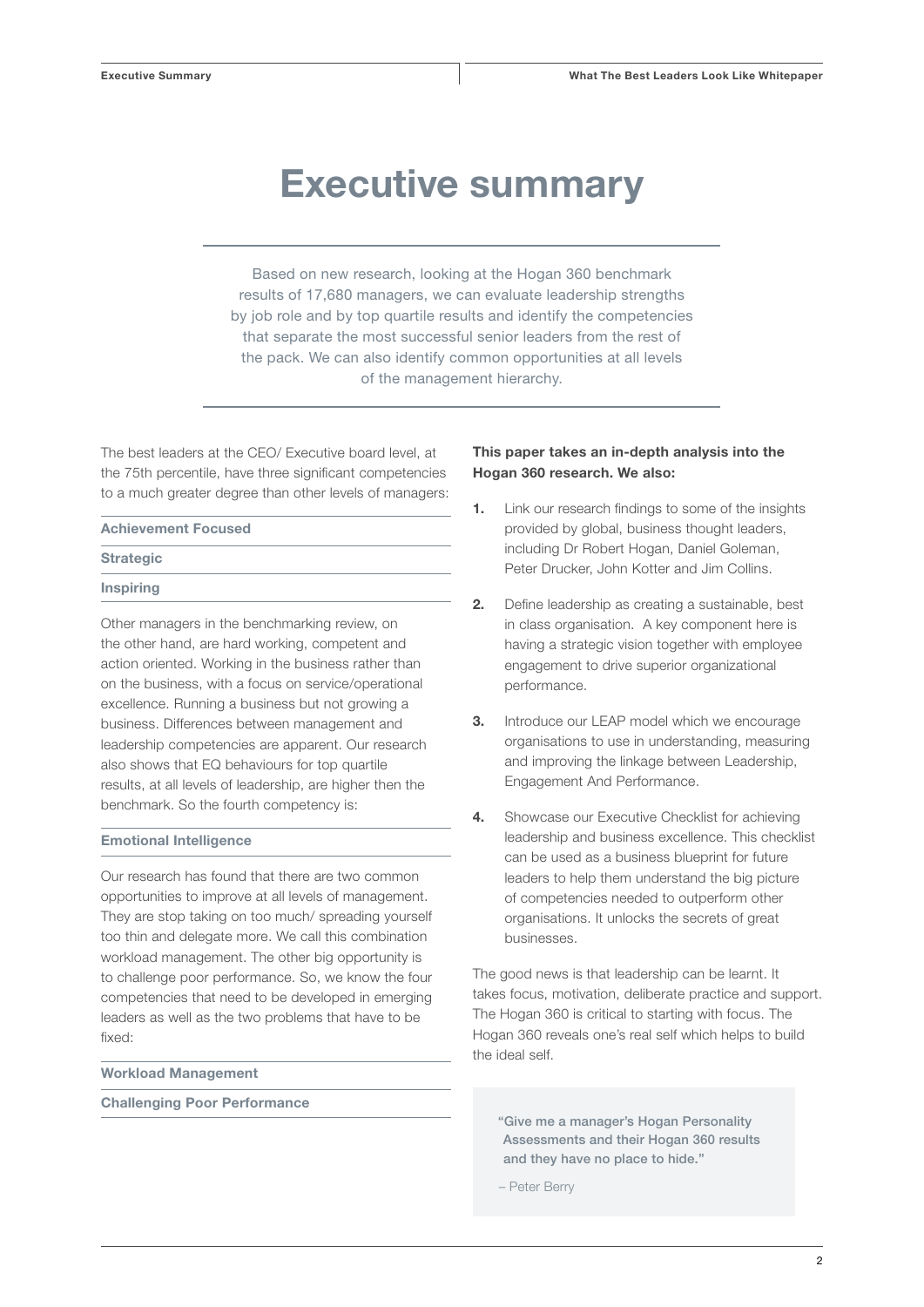# Executive summary

Based on new research, looking at the Hogan 360 benchmark results of 17,680 managers, we can evaluate leadership strengths by job role and by top quartile results and identify the competencies that separate the most successful senior leaders from the rest of the pack. We can also identify common opportunities at all levels of the management hierarchy.

The best leaders at the CEO/ Executive board level, at the 75th percentile, have three significant competencies to a much greater degree than other levels of managers:

**Achievement Focused**

**Strategic**

**Inspiring**

Other managers in the benchmarking review, on the other hand, are hard working, competent and action oriented. Working in the business rather than on the business, with a focus on service/operational excellence. Running a business but not growing a business. Differences between management and leadership competencies are apparent. Our research also shows that EQ behaviours for top quartile results, at all levels of leadership, are higher then the benchmark. So the fourth competency is:

**Emotional Intelligence**

Our research has found that there are two common opportunities to improve at all levels of management. They are stop taking on too much/ spreading yourself too thin and delegate more. We call this combination workload management. The other big opportunity is to challenge poor performance. So, we know the four competencies that need to be developed in emerging leaders as well as the two problems that have to be fixed:

**Workload Management**

**Challenging Poor Performance**

**This paper takes an in-depth analysis into the Hogan 360 research. We also:**

1. Link our research findings to some of the insights provided by global, business thought leaders, including Dr Robert Hogan, Daniel Goleman, Peter Drucker, John Kotter and Jim Collins.
2. Define leadership as creating a sustainable, best in class organisation. A key component here is having a strategic vision together with employee engagement to drive superior organizational performance.
3. Introduce our LEAP model which we encourage organisations to use in understanding, measuring and improving the linkage between Leadership, Engagement And Performance.
4. Showcase our Executive Checklist for achieving leadership and business excellence. This checklist can be used as a business blueprint for future leaders to help them understand the big picture of competencies needed to outperform other organisations. It unlocks the secrets of great businesses.

The good news is that leadership can be learnt. It takes focus, motivation, deliberate practice and support. The Hogan 360 is critical to starting with focus. The Hogan 360 reveals one's real self which helps to build the ideal self.

> **"Give me a manager's Hogan Personality Assessments and their Hogan 360 results and they have no place to hide."**
>
> – Peter Berry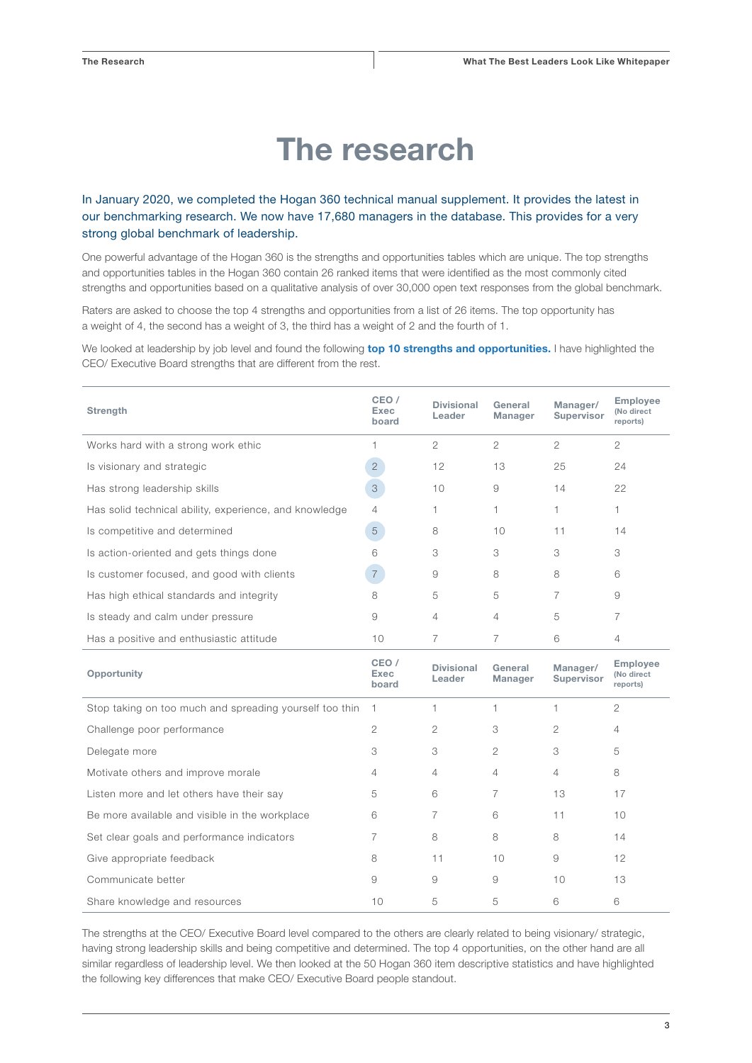# The research

In January 2020, we completed the Hogan 360 technical manual supplement. It provides the latest in our benchmarking research. We now have 17,680 managers in the database. This provides for a very strong global benchmark of leadership.

One powerful advantage of the Hogan 360 is the strengths and opportunities tables which are unique. The top strengths and opportunities tables in the Hogan 360 contain 26 ranked items that were identified as the most commonly cited strengths and opportunities based on a qualitative analysis of over 30,000 open text responses from the global benchmark.

Raters are asked to choose the top 4 strengths and opportunities from a list of 26 items. The top opportunity has a weight of 4, the second has a weight of 3, the third has a weight of 2 and the fourth of 1.

We looked at leadership by job level and found the following **top 10 strengths and opportunities.** I have highlighted the CEO/ Executive Board strengths that are different from the rest.

| Strength | CEO / Exec board | Divisional Leader | General Manager | Manager/ Supervisor | Employee (No direct reports) |
|---|---|---|---|---|---|
| Works hard with a strong work ethic | 1 | 2 | 2 | 2 | 2 |
| Is visionary and strategic | 2 | 12 | 13 | 25 | 24 |
| Has strong leadership skills | 3 | 10 | 9 | 14 | 22 |
| Has solid technical ability, experience, and knowledge | 4 | 1 | 1 | 1 | 1 |
| Is competitive and determined | 5 | 8 | 10 | 11 | 14 |
| Is action-oriented and gets things done | 6 | 3 | 3 | 3 | 3 |
| Is customer focused, and good with clients | 7 | 9 | 8 | 8 | 6 |
| Has high ethical standards and integrity | 8 | 5 | 5 | 7 | 9 |
| Is steady and calm under pressure | 9 | 4 | 4 | 5 | 7 |
| Has a positive and enthusiastic attitude | 10 | 7 | 7 | 6 | 4 |
| **Opportunity** | **CEO / Exec board** | **Divisional Leader** | **General Manager** | **Manager/ Supervisor** | **Employee (No direct reports)** |
| Stop taking on too much and spreading yourself too thin | 1 | 1 | 1 | 1 | 2 |
| Challenge poor performance | 2 | 2 | 3 | 2 | 4 |
| Delegate more | 3 | 3 | 2 | 3 | 5 |
| Motivate others and improve morale | 4 | 4 | 4 | 4 | 8 |
| Listen more and let others have their say | 5 | 6 | 7 | 13 | 17 |
| Be more available and visible in the workplace | 6 | 7 | 6 | 11 | 10 |
| Set clear goals and performance indicators | 7 | 8 | 8 | 8 | 14 |
| Give appropriate feedback | 8 | 11 | 10 | 9 | 12 |
| Communicate better | 9 | 9 | 9 | 10 | 13 |
| Share knowledge and resources | 10 | 5 | 5 | 6 | 6 |

The strengths at the CEO/ Executive Board level compared to the others are clearly related to being visionary/ strategic, having strong leadership skills and being competitive and determined. The top 4 opportunities, on the other hand are all similar regardless of leadership level. We then looked at the 50 Hogan 360 item descriptive statistics and have highlighted the following key differences that make CEO/ Executive Board people standout.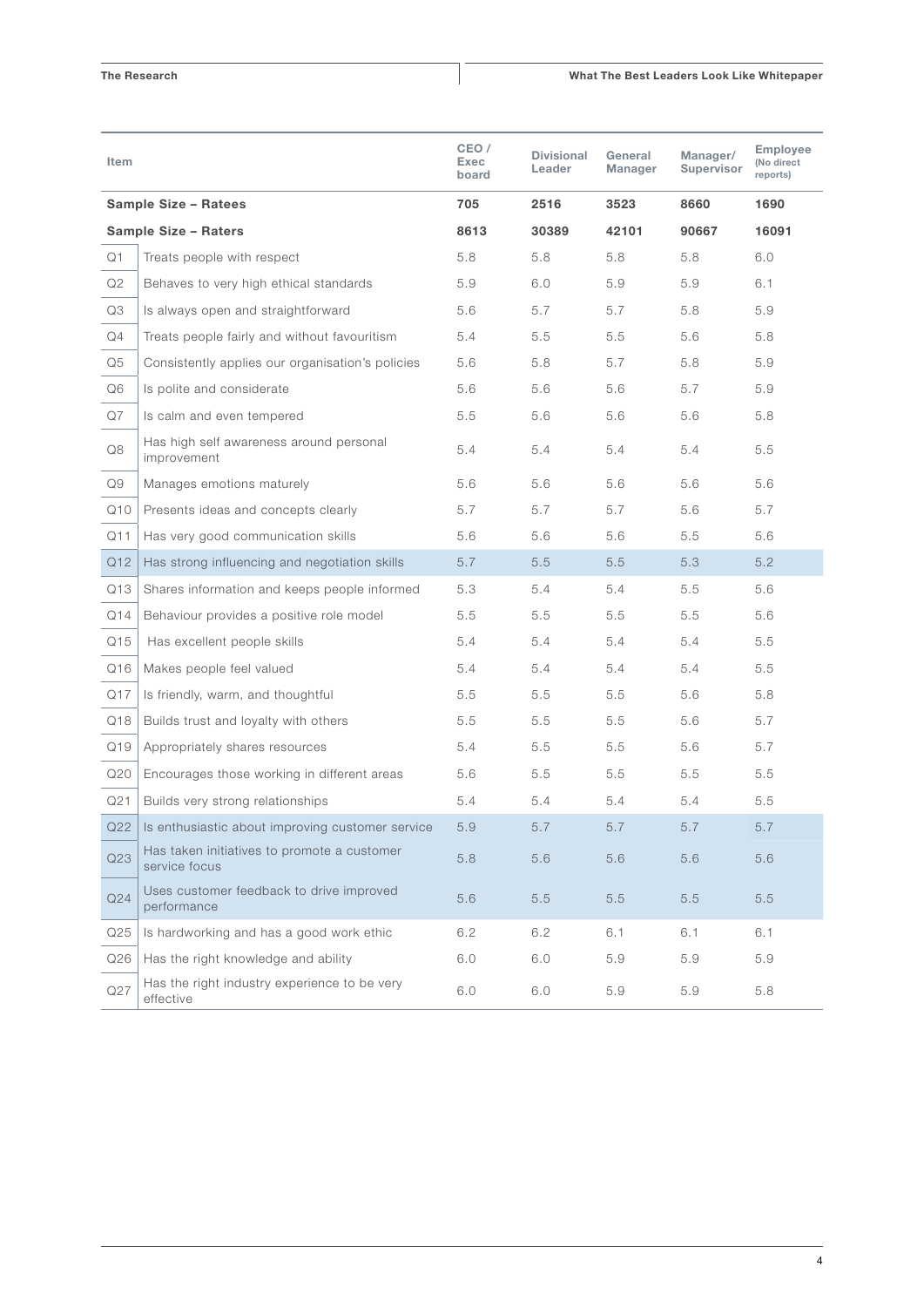| Item | | CEO / Exec board | Divisional Leader | General Manager | Manager/ Supervisor | Employee (No direct reports) |
|---|---|---|---|---|---|---|
| **Sample Size – Ratees** | | **705** | **2516** | **3523** | **8660** | **1690** |
| **Sample Size – Raters** | | **8613** | **30389** | **42101** | **90667** | **16091** |
| Q1 | Treats people with respect | 5.8 | 5.8 | 5.8 | 5.8 | 6.0 |
| Q2 | Behaves to very high ethical standards | 5.9 | 6.0 | 5.9 | 5.9 | 6.1 |
| Q3 | Is always open and straightforward | 5.6 | 5.7 | 5.7 | 5.8 | 5.9 |
| Q4 | Treats people fairly and without favouritism | 5.4 | 5.5 | 5.5 | 5.6 | 5.8 |
| Q5 | Consistently applies our organisation's policies | 5.6 | 5.8 | 5.7 | 5.8 | 5.9 |
| Q6 | Is polite and considerate | 5.6 | 5.6 | 5.6 | 5.7 | 5.9 |
| Q7 | Is calm and even tempered | 5.5 | 5.6 | 5.6 | 5.6 | 5.8 |
| Q8 | Has high self awareness around personal improvement | 5.4 | 5.4 | 5.4 | 5.4 | 5.5 |
| Q9 | Manages emotions maturely | 5.6 | 5.6 | 5.6 | 5.6 | 5.6 |
| Q10 | Presents ideas and concepts clearly | 5.7 | 5.7 | 5.7 | 5.6 | 5.7 |
| Q11 | Has very good communication skills | 5.6 | 5.6 | 5.6 | 5.5 | 5.6 |
| Q12 | Has strong influencing and negotiation skills | 5.7 | 5.5 | 5.5 | 5.3 | 5.2 |
| Q13 | Shares information and keeps people informed | 5.3 | 5.4 | 5.4 | 5.5 | 5.6 |
| Q14 | Behaviour provides a positive role model | 5.5 | 5.5 | 5.5 | 5.5 | 5.6 |
| Q15 | Has excellent people skills | 5.4 | 5.4 | 5.4 | 5.4 | 5.5 |
| Q16 | Makes people feel valued | 5.4 | 5.4 | 5.4 | 5.4 | 5.5 |
| Q17 | Is friendly, warm, and thoughtful | 5.5 | 5.5 | 5.5 | 5.6 | 5.8 |
| Q18 | Builds trust and loyalty with others | 5.5 | 5.5 | 5.5 | 5.6 | 5.7 |
| Q19 | Appropriately shares resources | 5.4 | 5.5 | 5.5 | 5.6 | 5.7 |
| Q20 | Encourages those working in different areas | 5.6 | 5.5 | 5.5 | 5.5 | 5.5 |
| Q21 | Builds very strong relationships | 5.4 | 5.4 | 5.4 | 5.4 | 5.5 |
| Q22 | Is enthusiastic about improving customer service | 5.9 | 5.7 | 5.7 | 5.7 | 5.7 |
| Q23 | Has taken initiatives to promote a customer service focus | 5.8 | 5.6 | 5.6 | 5.6 | 5.6 |
| Q24 | Uses customer feedback to drive improved performance | 5.6 | 5.5 | 5.5 | 5.5 | 5.5 |
| Q25 | Is hardworking and has a good work ethic | 6.2 | 6.2 | 6.1 | 6.1 | 6.1 |
| Q26 | Has the right knowledge and ability | 6.0 | 6.0 | 5.9 | 5.9 | 5.9 |
| Q27 | Has the right industry experience to be very effective | 6.0 | 6.0 | 5.9 | 5.9 | 5.8 |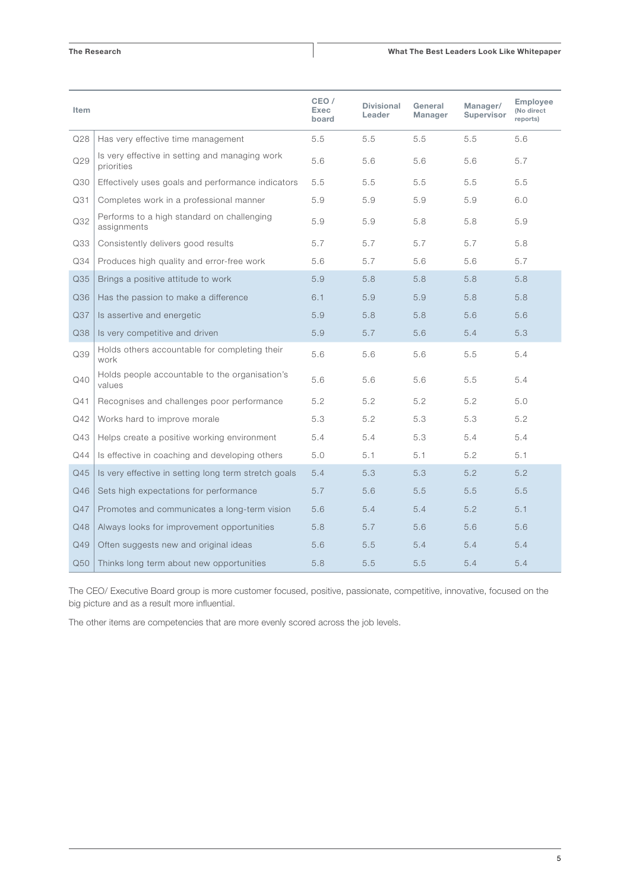| Item | | CEO / Exec board | Divisional Leader | General Manager | Manager/ Supervisor | Employee (No direct reports) |
|---|---|---|---|---|---|---|
| Q28 | Has very effective time management | 5.5 | 5.5 | 5.5 | 5.5 | 5.6 |
| Q29 | Is very effective in setting and managing work priorities | 5.6 | 5.6 | 5.6 | 5.6 | 5.7 |
| Q30 | Effectively uses goals and performance indicators | 5.5 | 5.5 | 5.5 | 5.5 | 5.5 |
| Q31 | Completes work in a professional manner | 5.9 | 5.9 | 5.9 | 5.9 | 6.0 |
| Q32 | Performs to a high standard on challenging assignments | 5.9 | 5.9 | 5.8 | 5.8 | 5.9 |
| Q33 | Consistently delivers good results | 5.7 | 5.7 | 5.7 | 5.7 | 5.8 |
| Q34 | Produces high quality and error-free work | 5.6 | 5.7 | 5.6 | 5.6 | 5.7 |
| Q35 | Brings a positive attitude to work | 5.9 | 5.8 | 5.8 | 5.8 | 5.8 |
| Q36 | Has the passion to make a difference | 6.1 | 5.9 | 5.9 | 5.8 | 5.8 |
| Q37 | Is assertive and energetic | 5.9 | 5.8 | 5.8 | 5.6 | 5.6 |
| Q38 | Is very competitive and driven | 5.9 | 5.7 | 5.6 | 5.4 | 5.3 |
| Q39 | Holds others accountable for completing their work | 5.6 | 5.6 | 5.6 | 5.5 | 5.4 |
| Q40 | Holds people accountable to the organisation's values | 5.6 | 5.6 | 5.6 | 5.5 | 5.4 |
| Q41 | Recognises and challenges poor performance | 5.2 | 5.2 | 5.2 | 5.2 | 5.0 |
| Q42 | Works hard to improve morale | 5.3 | 5.2 | 5.3 | 5.3 | 5.2 |
| Q43 | Helps create a positive working environment | 5.4 | 5.4 | 5.3 | 5.4 | 5.4 |
| Q44 | Is effective in coaching and developing others | 5.0 | 5.1 | 5.1 | 5.2 | 5.1 |
| Q45 | Is very effective in setting long term stretch goals | 5.4 | 5.3 | 5.3 | 5.2 | 5.2 |
| Q46 | Sets high expectations for performance | 5.7 | 5.6 | 5.5 | 5.5 | 5.5 |
| Q47 | Promotes and communicates a long-term vision | 5.6 | 5.4 | 5.4 | 5.2 | 5.1 |
| Q48 | Always looks for improvement opportunities | 5.8 | 5.7 | 5.6 | 5.6 | 5.6 |
| Q49 | Often suggests new and original ideas | 5.6 | 5.5 | 5.4 | 5.4 | 5.4 |
| Q50 | Thinks long term about new opportunities | 5.8 | 5.5 | 5.5 | 5.4 | 5.4 |

The CEO/ Executive Board group is more customer focused, positive, passionate, competitive, innovative, focused on the big picture and as a result more influential.

The other items are competencies that are more evenly scored across the job levels.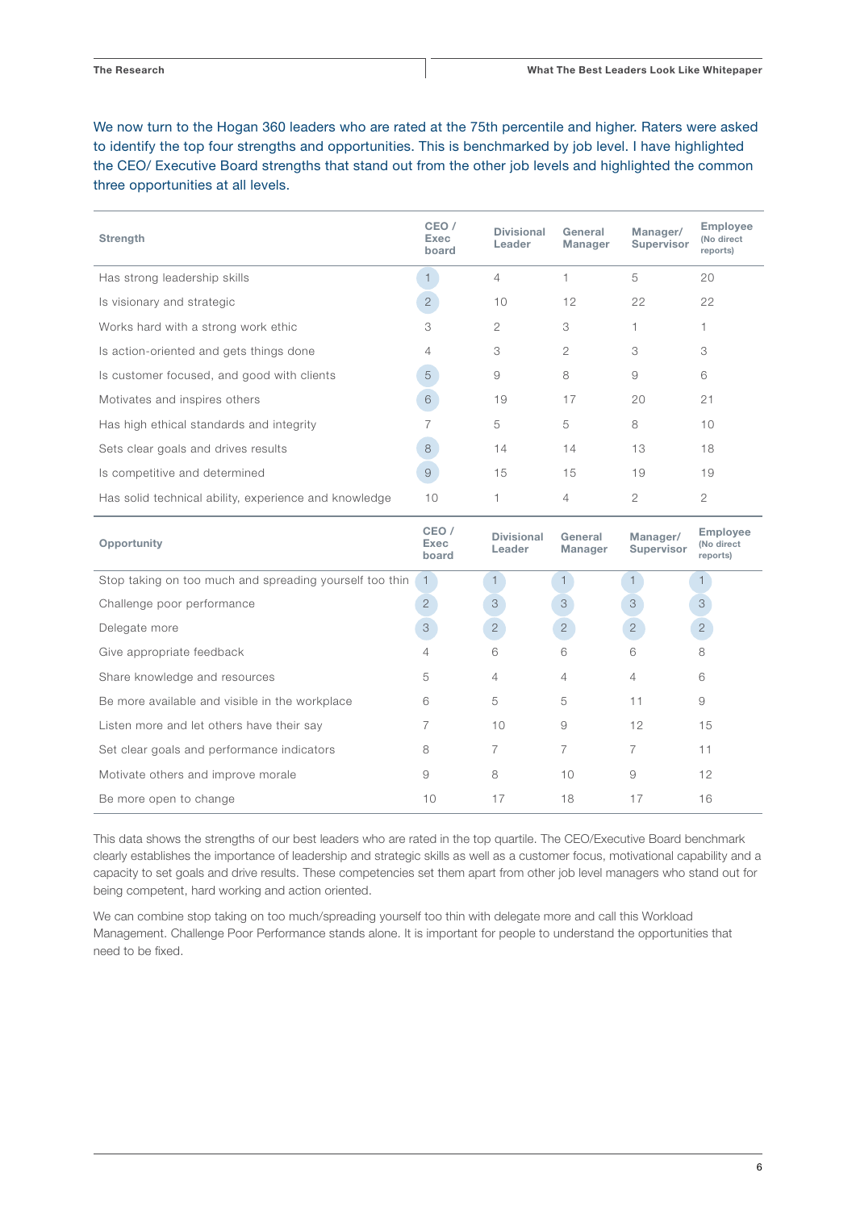We now turn to the Hogan 360 leaders who are rated at the 75th percentile and higher. Raters were asked to identify the top four strengths and opportunities. This is benchmarked by job level. I have highlighted the CEO/ Executive Board strengths that stand out from the other job levels and highlighted the common three opportunities at all levels.

| Strength | CEO / Exec board | Divisional Leader | General Manager | Manager/ Supervisor | Employee (No direct reports) |
|---|---|---|---|---|---|
| Has strong leadership skills | 1 | 4 | 1 | 5 | 20 |
| Is visionary and strategic | 2 | 10 | 12 | 22 | 22 |
| Works hard with a strong work ethic | 3 | 2 | 3 | 1 | 1 |
| Is action-oriented and gets things done | 4 | 3 | 2 | 3 | 3 |
| Is customer focused, and good with clients | 5 | 9 | 8 | 9 | 6 |
| Motivates and inspires others | 6 | 19 | 17 | 20 | 21 |
| Has high ethical standards and integrity | 7 | 5 | 5 | 8 | 10 |
| Sets clear goals and drives results | 8 | 14 | 14 | 13 | 18 |
| Is competitive and determined | 9 | 15 | 15 | 19 | 19 |
| Has solid technical ability, experience and knowledge | 10 | 1 | 4 | 2 | 2 |

| Opportunity | CEO / Exec board | Divisional Leader | General Manager | Manager/ Supervisor | Employee (No direct reports) |
|---|---|---|---|---|---|
| Stop taking on too much and spreading yourself too thin | 1 | 1 | 1 | 1 | 1 |
| Challenge poor performance | 2 | 3 | 3 | 3 | 3 |
| Delegate more | 3 | 2 | 2 | 2 | 2 |
| Give appropriate feedback | 4 | 6 | 6 | 6 | 8 |
| Share knowledge and resources | 5 | 4 | 4 | 4 | 6 |
| Be more available and visible in the workplace | 6 | 5 | 5 | 11 | 9 |
| Listen more and let others have their say | 7 | 10 | 9 | 12 | 15 |
| Set clear goals and performance indicators | 8 | 7 | 7 | 7 | 11 |
| Motivate others and improve morale | 9 | 8 | 10 | 9 | 12 |
| Be more open to change | 10 | 17 | 18 | 17 | 16 |

This data shows the strengths of our best leaders who are rated in the top quartile. The CEO/Executive Board benchmark clearly establishes the importance of leadership and strategic skills as well as a customer focus, motivational capability and a capacity to set goals and drive results. These competencies set them apart from other job level managers who stand out for being competent, hard working and action oriented.

We can combine stop taking on too much/spreading yourself too thin with delegate more and call this Workload Management. Challenge Poor Performance stands alone. It is important for people to understand the opportunities that need to be fixed.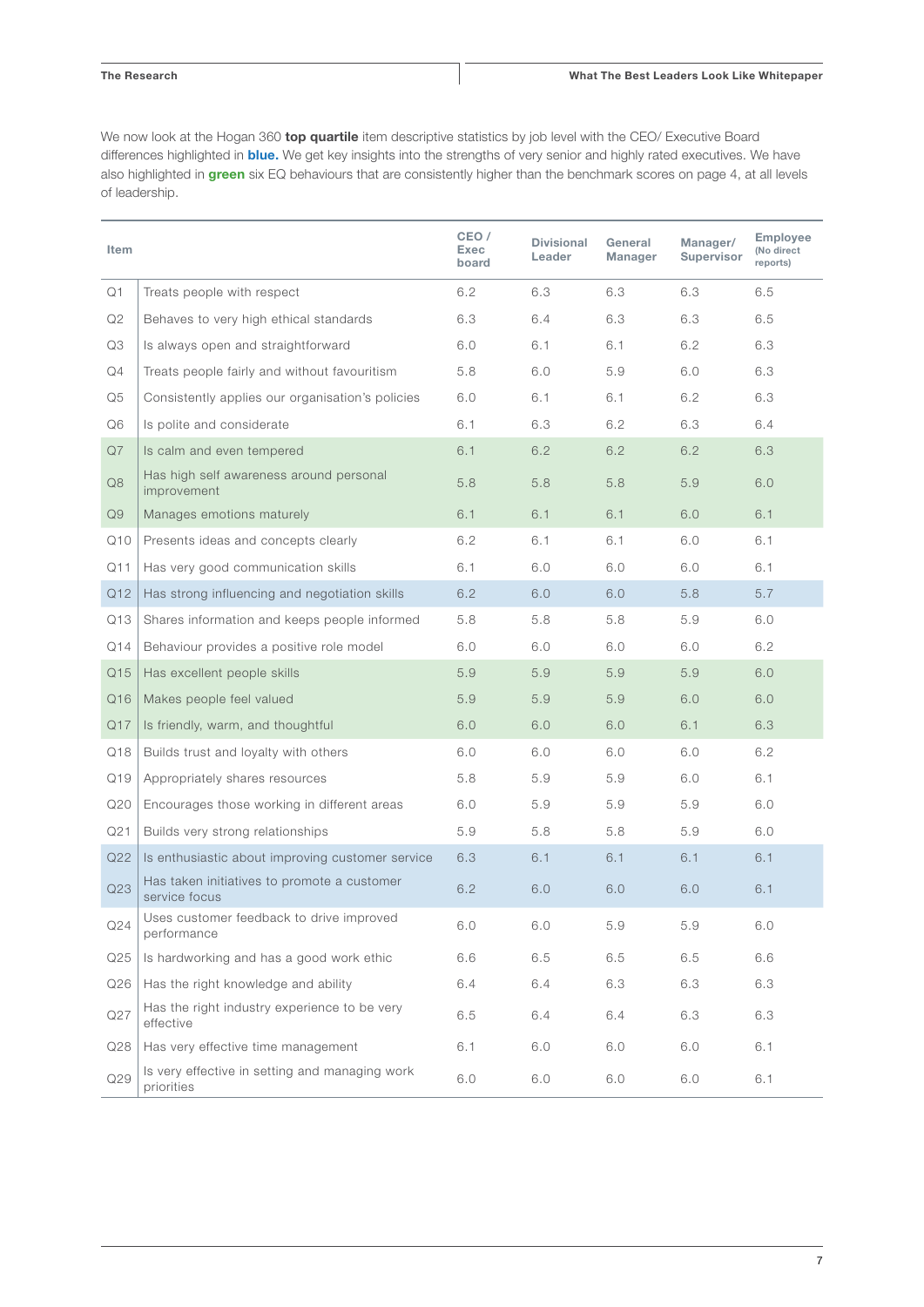We now look at the Hogan 360 **top quartile** item descriptive statistics by job level with the CEO/ Executive Board differences highlighted in **blue.** We get key insights into the strengths of very senior and highly rated executives. We have also highlighted in **green** six EQ behaviours that are consistently higher than the benchmark scores on page 4, at all levels of leadership.

| Item | | CEO / Exec board | Divisional Leader | General Manager | Manager/ Supervisor | Employee (No direct reports) |
|---|---|---|---|---|---|---|
| Q1 | Treats people with respect | 6.2 | 6.3 | 6.3 | 6.3 | 6.5 |
| Q2 | Behaves to very high ethical standards | 6.3 | 6.4 | 6.3 | 6.3 | 6.5 |
| Q3 | Is always open and straightforward | 6.0 | 6.1 | 6.1 | 6.2 | 6.3 |
| Q4 | Treats people fairly and without favouritism | 5.8 | 6.0 | 5.9 | 6.0 | 6.3 |
| Q5 | Consistently applies our organisation's policies | 6.0 | 6.1 | 6.1 | 6.2 | 6.3 |
| Q6 | Is polite and considerate | 6.1 | 6.3 | 6.2 | 6.3 | 6.4 |
| Q7 | Is calm and even tempered | 6.1 | 6.2 | 6.2 | 6.2 | 6.3 |
| Q8 | Has high self awareness around personal improvement | 5.8 | 5.8 | 5.8 | 5.9 | 6.0 |
| Q9 | Manages emotions maturely | 6.1 | 6.1 | 6.1 | 6.0 | 6.1 |
| Q10 | Presents ideas and concepts clearly | 6.2 | 6.1 | 6.1 | 6.0 | 6.1 |
| Q11 | Has very good communication skills | 6.1 | 6.0 | 6.0 | 6.0 | 6.1 |
| Q12 | Has strong influencing and negotiation skills | 6.2 | 6.0 | 6.0 | 5.8 | 5.7 |
| Q13 | Shares information and keeps people informed | 5.8 | 5.8 | 5.8 | 5.9 | 6.0 |
| Q14 | Behaviour provides a positive role model | 6.0 | 6.0 | 6.0 | 6.0 | 6.2 |
| Q15 | Has excellent people skills | 5.9 | 5.9 | 5.9 | 5.9 | 6.0 |
| Q16 | Makes people feel valued | 5.9 | 5.9 | 5.9 | 6.0 | 6.0 |
| Q17 | Is friendly, warm, and thoughtful | 6.0 | 6.0 | 6.0 | 6.1 | 6.3 |
| Q18 | Builds trust and loyalty with others | 6.0 | 6.0 | 6.0 | 6.0 | 6.2 |
| Q19 | Appropriately shares resources | 5.8 | 5.9 | 5.9 | 6.0 | 6.1 |
| Q20 | Encourages those working in different areas | 6.0 | 5.9 | 5.9 | 5.9 | 6.0 |
| Q21 | Builds very strong relationships | 5.9 | 5.8 | 5.8 | 5.9 | 6.0 |
| Q22 | Is enthusiastic about improving customer service | 6.3 | 6.1 | 6.1 | 6.1 | 6.1 |
| Q23 | Has taken initiatives to promote a customer service focus | 6.2 | 6.0 | 6.0 | 6.0 | 6.1 |
| Q24 | Uses customer feedback to drive improved performance | 6.0 | 6.0 | 5.9 | 5.9 | 6.0 |
| Q25 | Is hardworking and has a good work ethic | 6.6 | 6.5 | 6.5 | 6.5 | 6.6 |
| Q26 | Has the right knowledge and ability | 6.4 | 6.4 | 6.3 | 6.3 | 6.3 |
| Q27 | Has the right industry experience to be very effective | 6.5 | 6.4 | 6.4 | 6.3 | 6.3 |
| Q28 | Has very effective time management | 6.1 | 6.0 | 6.0 | 6.0 | 6.1 |
| Q29 | Is very effective in setting and managing work priorities | 6.0 | 6.0 | 6.0 | 6.0 | 6.1 |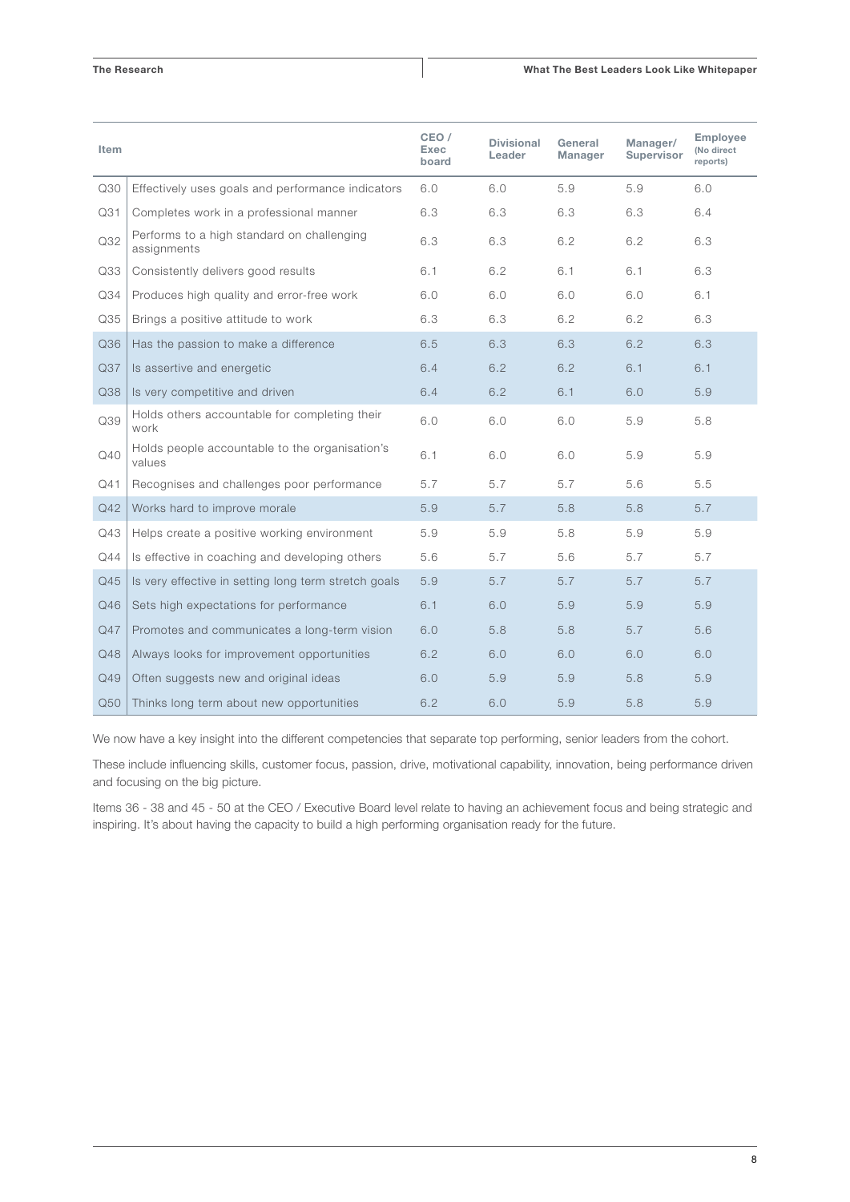| Item | | CEO / Exec board | Divisional Leader | General Manager | Manager/ Supervisor | Employee (No direct reports) |
|---|---|---|---|---|---|---|
| Q30 | Effectively uses goals and performance indicators | 6.0 | 6.0 | 5.9 | 5.9 | 6.0 |
| Q31 | Completes work in a professional manner | 6.3 | 6.3 | 6.3 | 6.3 | 6.4 |
| Q32 | Performs to a high standard on challenging assignments | 6.3 | 6.3 | 6.2 | 6.2 | 6.3 |
| Q33 | Consistently delivers good results | 6.1 | 6.2 | 6.1 | 6.1 | 6.3 |
| Q34 | Produces high quality and error-free work | 6.0 | 6.0 | 6.0 | 6.0 | 6.1 |
| Q35 | Brings a positive attitude to work | 6.3 | 6.3 | 6.2 | 6.2 | 6.3 |
| Q36 | Has the passion to make a difference | 6.5 | 6.3 | 6.3 | 6.2 | 6.3 |
| Q37 | Is assertive and energetic | 6.4 | 6.2 | 6.2 | 6.1 | 6.1 |
| Q38 | Is very competitive and driven | 6.4 | 6.2 | 6.1 | 6.0 | 5.9 |
| Q39 | Holds others accountable for completing their work | 6.0 | 6.0 | 6.0 | 5.9 | 5.8 |
| Q40 | Holds people accountable to the organisation's values | 6.1 | 6.0 | 6.0 | 5.9 | 5.9 |
| Q41 | Recognises and challenges poor performance | 5.7 | 5.7 | 5.7 | 5.6 | 5.5 |
| Q42 | Works hard to improve morale | 5.9 | 5.7 | 5.8 | 5.8 | 5.7 |
| Q43 | Helps create a positive working environment | 5.9 | 5.9 | 5.8 | 5.9 | 5.9 |
| Q44 | Is effective in coaching and developing others | 5.6 | 5.7 | 5.6 | 5.7 | 5.7 |
| Q45 | Is very effective in setting long term stretch goals | 5.9 | 5.7 | 5.7 | 5.7 | 5.7 |
| Q46 | Sets high expectations for performance | 6.1 | 6.0 | 5.9 | 5.9 | 5.9 |
| Q47 | Promotes and communicates a long-term vision | 6.0 | 5.8 | 5.8 | 5.7 | 5.6 |
| Q48 | Always looks for improvement opportunities | 6.2 | 6.0 | 6.0 | 6.0 | 6.0 |
| Q49 | Often suggests new and original ideas | 6.0 | 5.9 | 5.9 | 5.8 | 5.9 |
| Q50 | Thinks long term about new opportunities | 6.2 | 6.0 | 5.9 | 5.8 | 5.9 |

We now have a key insight into the different competencies that separate top performing, senior leaders from the cohort.

These include influencing skills, customer focus, passion, drive, motivational capability, innovation, being performance driven and focusing on the big picture.

Items 36 - 38 and 45 - 50 at the CEO / Executive Board level relate to having an achievement focus and being strategic and inspiring. It's about having the capacity to build a high performing organisation ready for the future.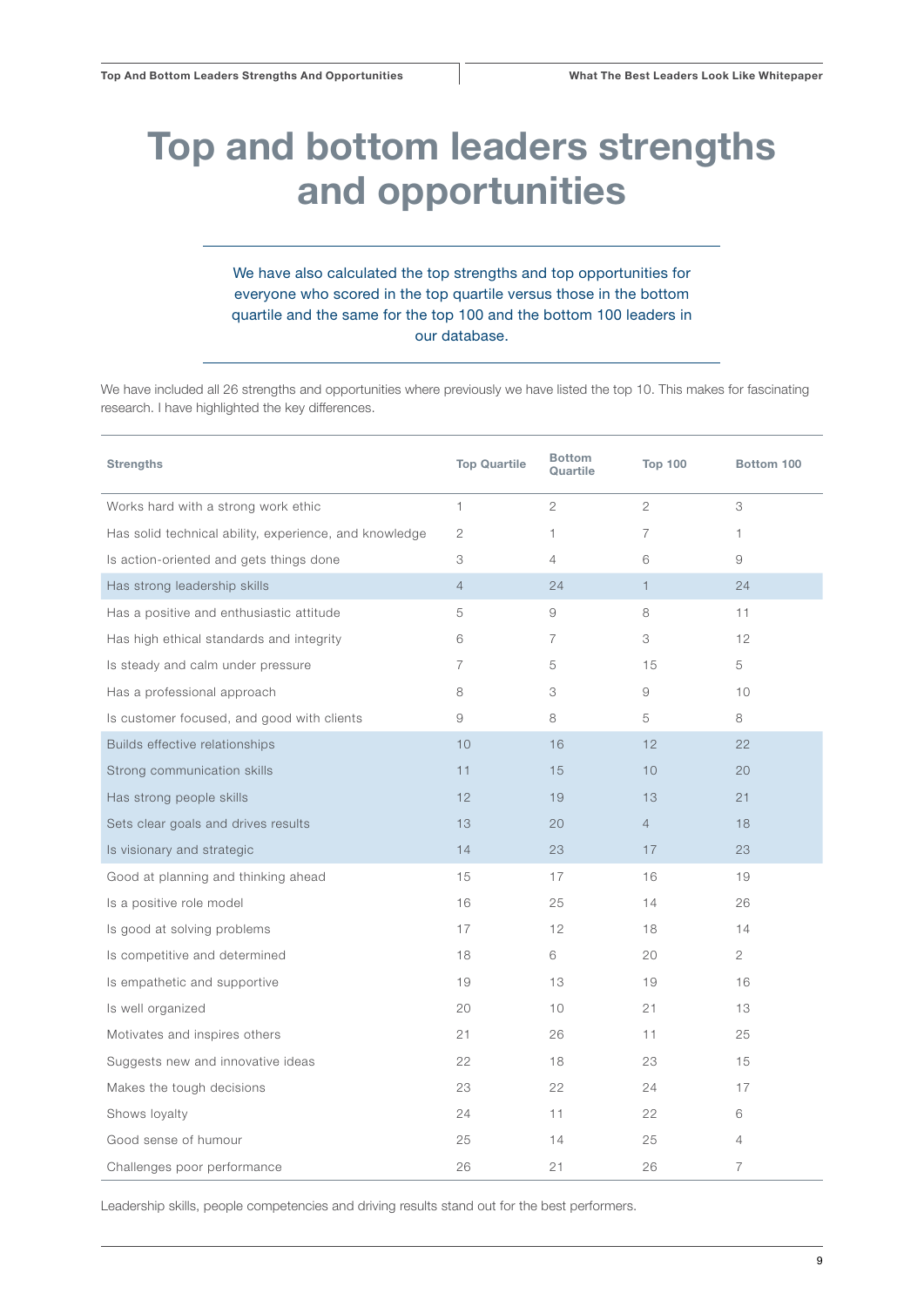# Top and bottom leaders strengths and opportunities

We have also calculated the top strengths and top opportunities for everyone who scored in the top quartile versus those in the bottom quartile and the same for the top 100 and the bottom 100 leaders in our database.

We have included all 26 strengths and opportunities where previously we have listed the top 10. This makes for fascinating research. I have highlighted the key differences.

| Strengths | Top Quartile | Bottom Quartile | Top 100 | Bottom 100 |
|---|---|---|---|---|
| Works hard with a strong work ethic | 1 | 2 | 2 | 3 |
| Has solid technical ability, experience, and knowledge | 2 | 1 | 7 | 1 |
| Is action-oriented and gets things done | 3 | 4 | 6 | 9 |
| Has strong leadership skills | 4 | 24 | 1 | 24 |
| Has a positive and enthusiastic attitude | 5 | 9 | 8 | 11 |
| Has high ethical standards and integrity | 6 | 7 | 3 | 12 |
| Is steady and calm under pressure | 7 | 5 | 15 | 5 |
| Has a professional approach | 8 | 3 | 9 | 10 |
| Is customer focused, and good with clients | 9 | 8 | 5 | 8 |
| Builds effective relationships | 10 | 16 | 12 | 22 |
| Strong communication skills | 11 | 15 | 10 | 20 |
| Has strong people skills | 12 | 19 | 13 | 21 |
| Sets clear goals and drives results | 13 | 20 | 4 | 18 |
| Is visionary and strategic | 14 | 23 | 17 | 23 |
| Good at planning and thinking ahead | 15 | 17 | 16 | 19 |
| Is a positive role model | 16 | 25 | 14 | 26 |
| Is good at solving problems | 17 | 12 | 18 | 14 |
| Is competitive and determined | 18 | 6 | 20 | 2 |
| Is empathetic and supportive | 19 | 13 | 19 | 16 |
| Is well organized | 20 | 10 | 21 | 13 |
| Motivates and inspires others | 21 | 26 | 11 | 25 |
| Suggests new and innovative ideas | 22 | 18 | 23 | 15 |
| Makes the tough decisions | 23 | 22 | 24 | 17 |
| Shows loyalty | 24 | 11 | 22 | 6 |
| Good sense of humour | 25 | 14 | 25 | 4 |
| Challenges poor performance | 26 | 21 | 26 | 7 |

Leadership skills, people competencies and driving results stand out for the best performers.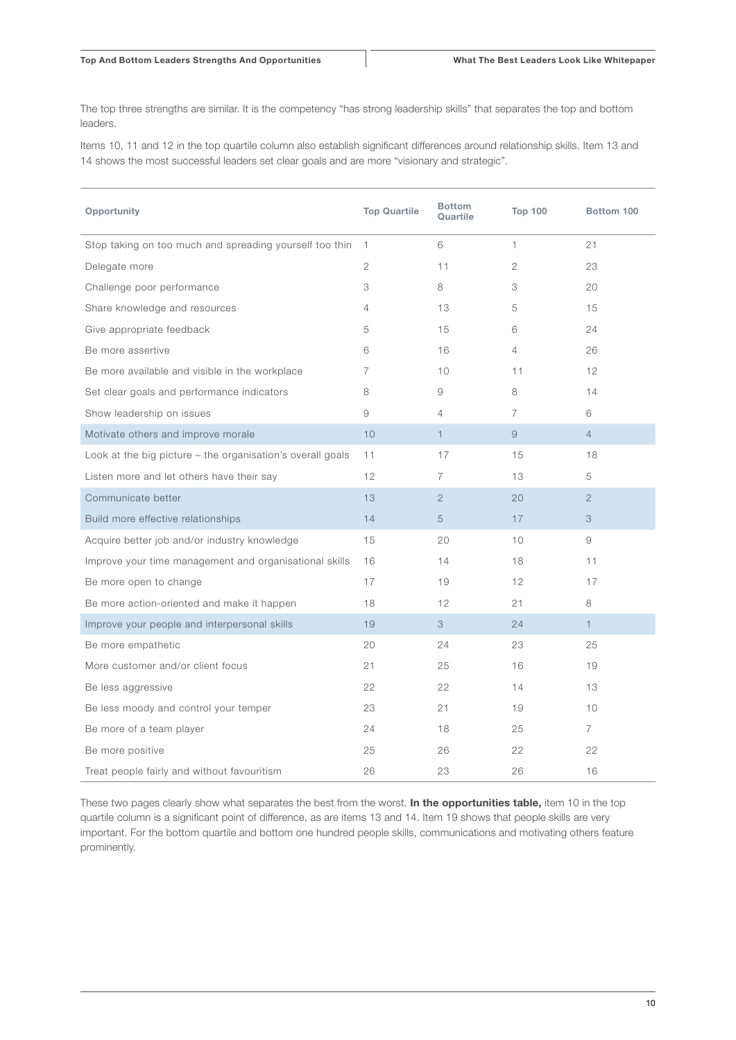The top three strengths are similar. It is the competency "has strong leadership skills" that separates the top and bottom leaders.

Items 10, 11 and 12 in the top quartile column also establish significant differences around relationship skills. Item 13 and 14 shows the most successful leaders set clear goals and are more "visionary and strategic".

| Opportunity | Top Quartile | Bottom Quartile | Top 100 | Bottom 100 |
|---|---|---|---|---|
| Stop taking on too much and spreading yourself too thin | 1 | 6 | 1 | 21 |
| Delegate more | 2 | 11 | 2 | 23 |
| Challenge poor performance | 3 | 8 | 3 | 20 |
| Share knowledge and resources | 4 | 13 | 5 | 15 |
| Give appropriate feedback | 5 | 15 | 6 | 24 |
| Be more assertive | 6 | 16 | 4 | 26 |
| Be more available and visible in the workplace | 7 | 10 | 11 | 12 |
| Set clear goals and performance indicators | 8 | 9 | 8 | 14 |
| Show leadership on issues | 9 | 4 | 7 | 6 |
| Motivate others and improve morale | 10 | 1 | 9 | 4 |
| Look at the big picture – the organisation's overall goals | 11 | 17 | 15 | 18 |
| Listen more and let others have their say | 12 | 7 | 13 | 5 |
| Communicate better | 13 | 2 | 20 | 2 |
| Build more effective relationships | 14 | 5 | 17 | 3 |
| Acquire better job and/or industry knowledge | 15 | 20 | 10 | 9 |
| Improve your time management and organisational skills | 16 | 14 | 18 | 11 |
| Be more open to change | 17 | 19 | 12 | 17 |
| Be more action-oriented and make it happen | 18 | 12 | 21 | 8 |
| Improve your people and interpersonal skills | 19 | 3 | 24 | 1 |
| Be more empathetic | 20 | 24 | 23 | 25 |
| More customer and/or client focus | 21 | 25 | 16 | 19 |
| Be less aggressive | 22 | 22 | 14 | 13 |
| Be less moody and control your temper | 23 | 21 | 19 | 10 |
| Be more of a team player | 24 | 18 | 25 | 7 |
| Be more positive | 25 | 26 | 22 | 22 |
| Treat people fairly and without favouritism | 26 | 23 | 26 | 16 |

These two pages clearly show what separates the best from the worst. **In the opportunities table,** item 10 in the top quartile column is a significant point of difference, as are items 13 and 14. Item 19 shows that people skills are very important. For the bottom quartile and bottom one hundred people skills, communications and motivating others feature prominently.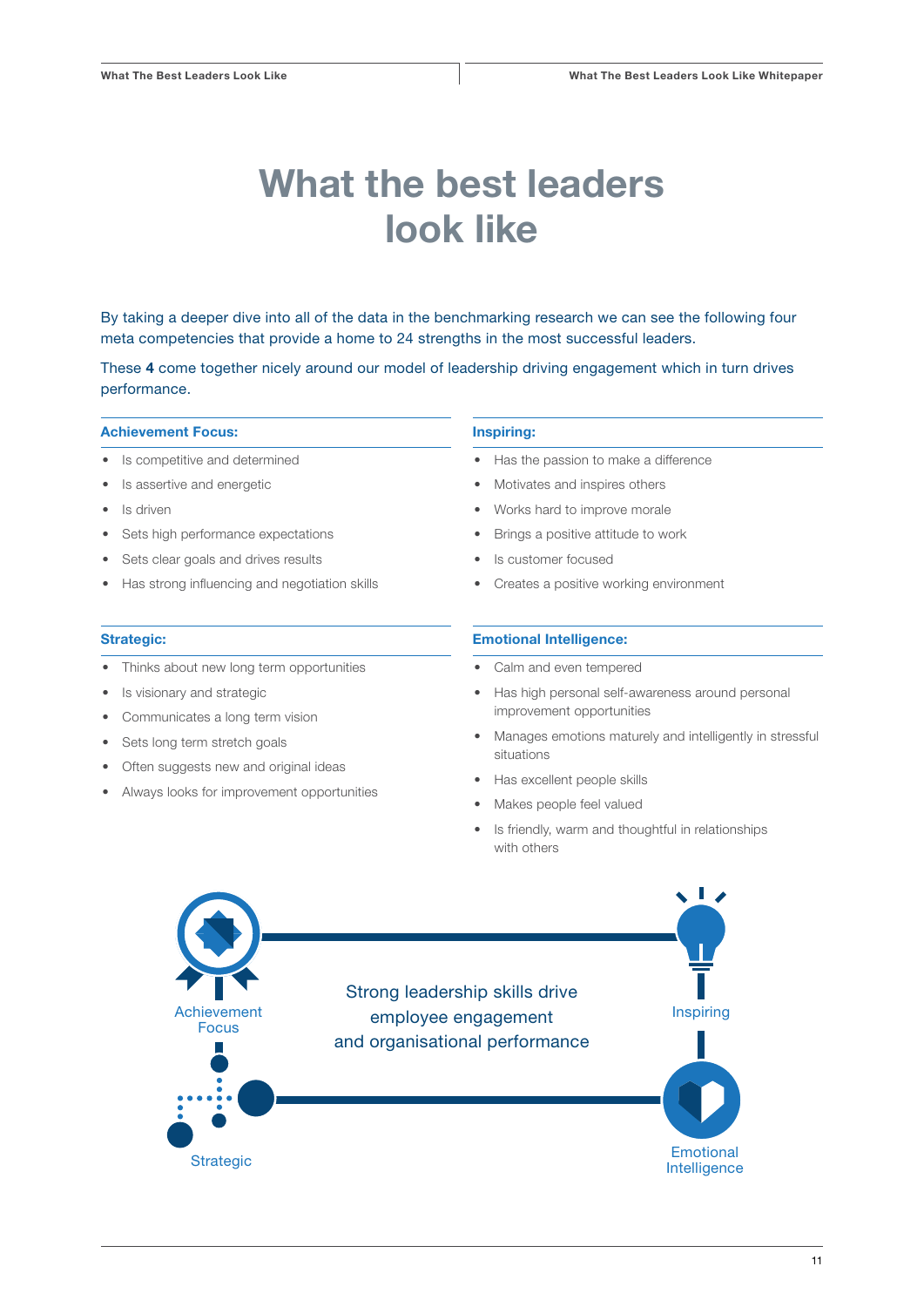# What the best leaders look like

By taking a deeper dive into all of the data in the benchmarking research we can see the following four meta competencies that provide a home to 24 strengths in the most successful leaders.

These **4** come together nicely around our model of leadership driving engagement which in turn drives performance.

### Achievement Focus:

- Is competitive and determined
- Is assertive and energetic
- Is driven
- Sets high performance expectations
- Sets clear goals and drives results
- Has strong influencing and negotiation skills

### Inspiring:

- Has the passion to make a difference
- Motivates and inspires others
- Works hard to improve morale
- Brings a positive attitude to work
- Is customer focused
- Creates a positive working environment

### Strategic:

- Thinks about new long term opportunities
- Is visionary and strategic
- Communicates a long term vision
- Sets long term stretch goals
- Often suggests new and original ideas
- Always looks for improvement opportunities

### Emotional Intelligence:

- Calm and even tempered
- Has high personal self-awareness around personal improvement opportunities
- Manages emotions maturely and intelligently in stressful situations
- Has excellent people skills
- Makes people feel valued
- Is friendly, warm and thoughtful in relationships with others

Achievement Focus

Inspiring

Strong leadership skills drive employee engagement and organisational performance

Strategic

Emotional Intelligence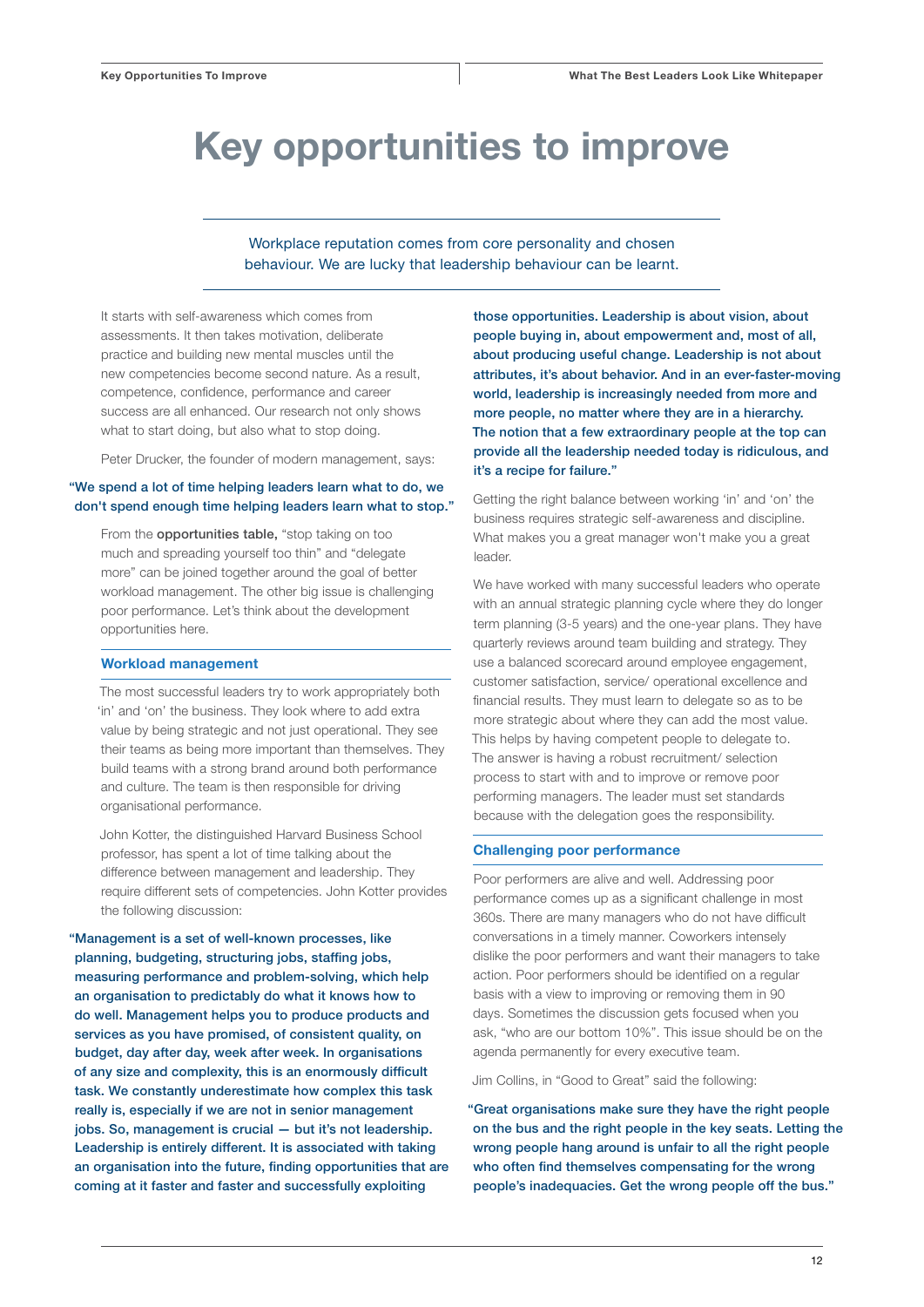# Key opportunities to improve

Workplace reputation comes from core personality and chosen behaviour. We are lucky that leadership behaviour can be learnt.

It starts with self-awareness which comes from assessments. It then takes motivation, deliberate practice and building new mental muscles until the new competencies become second nature. As a result, competence, confidence, performance and career success are all enhanced. Our research not only shows what to start doing, but also what to stop doing.

Peter Drucker, the founder of modern management, says:

"We spend a lot of time helping leaders learn what to do, we don't spend enough time helping leaders learn what to stop."

From the **opportunities table,** "stop taking on too much and spreading yourself too thin" and "delegate more" can be joined together around the goal of better workload management. The other big issue is challenging poor performance. Let's think about the development opportunities here.

### Workload management

The most successful leaders try to work appropriately both 'in' and 'on' the business. They look where to add extra value by being strategic and not just operational. They see their teams as being more important than themselves. They build teams with a strong brand around both performance and culture. The team is then responsible for driving organisational performance.

John Kotter, the distinguished Harvard Business School professor, has spent a lot of time talking about the difference between management and leadership. They require different sets of competencies. John Kotter provides the following discussion:

"Management is a set of well-known processes, like planning, budgeting, structuring jobs, staffing jobs, measuring performance and problem-solving, which help an organisation to predictably do what it knows how to do well. Management helps you to produce products and services as you have promised, of consistent quality, on budget, day after day, week after week. In organisations of any size and complexity, this is an enormously difficult task. We constantly underestimate how complex this task really is, especially if we are not in senior management jobs. So, management is crucial — but it's not leadership. Leadership is entirely different. It is associated with taking an organisation into the future, finding opportunities that are coming at it faster and faster and successfully exploiting those opportunities. Leadership is about vision, about people buying in, about empowerment and, most of all, about producing useful change. Leadership is not about attributes, it's about behavior. And in an ever-faster-moving world, leadership is increasingly needed from more and more people, no matter where they are in a hierarchy. The notion that a few extraordinary people at the top can provide all the leadership needed today is ridiculous, and it's a recipe for failure."

Getting the right balance between working 'in' and 'on' the business requires strategic self-awareness and discipline. What makes you a great manager won't make you a great leader.

We have worked with many successful leaders who operate with an annual strategic planning cycle where they do longer term planning (3-5 years) and the one-year plans. They have quarterly reviews around team building and strategy. They use a balanced scorecard around employee engagement, customer satisfaction, service/ operational excellence and financial results. They must learn to delegate so as to be more strategic about where they can add the most value. This helps by having competent people to delegate to. The answer is having a robust recruitment/ selection process to start with and to improve or remove poor performing managers. The leader must set standards because with the delegation goes the responsibility.

### Challenging poor performance

Poor performers are alive and well. Addressing poor performance comes up as a significant challenge in most 360s. There are many managers who do not have difficult conversations in a timely manner. Coworkers intensely dislike the poor performers and want their managers to take action. Poor performers should be identified on a regular basis with a view to improving or removing them in 90 days. Sometimes the discussion gets focused when you ask, "who are our bottom 10%". This issue should be on the agenda permanently for every executive team.

Jim Collins, in "Good to Great" said the following:

"Great organisations make sure they have the right people on the bus and the right people in the key seats. Letting the wrong people hang around is unfair to all the right people who often find themselves compensating for the wrong people's inadequacies. Get the wrong people off the bus."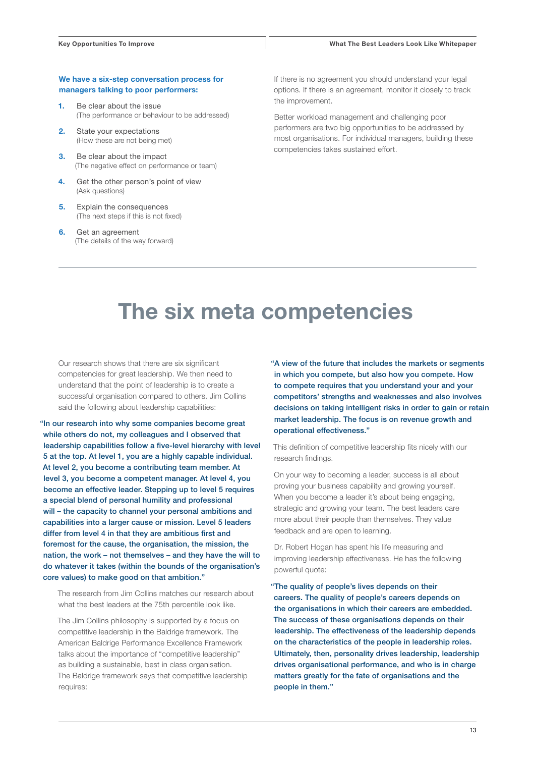**We have a six-step conversation process for managers talking to poor performers:**

1. Be clear about the issue
   (The performance or behaviour to be addressed)
2. State your expectations
   (How these are not being met)
3. Be clear about the impact
   (The negative effect on performance or team)
4. Get the other person's point of view
   (Ask questions)
5. Explain the consequences
   (The next steps if this is not fixed)
6. Get an agreement
   (The details of the way forward)

If there is no agreement you should understand your legal options. If there is an agreement, monitor it closely to track the improvement.

Better workload management and challenging poor performers are two big opportunities to be addressed by most organisations. For individual managers, building these competencies takes sustained effort.

# The six meta competencies

Our research shows that there are six significant competencies for great leadership. We then need to understand that the point of leadership is to create a successful organisation compared to others. Jim Collins said the following about leadership capabilities:

**"In our research into why some companies become great while others do not, my colleagues and I observed that leadership capabilities follow a five-level hierarchy with level 5 at the top. At level 1, you are a highly capable individual. At level 2, you become a contributing team member. At level 3, you become a competent manager. At level 4, you become an effective leader. Stepping up to level 5 requires a special blend of personal humility and professional will – the capacity to channel your personal ambitions and capabilities into a larger cause or mission. Level 5 leaders differ from level 4 in that they are ambitious first and foremost for the cause, the organisation, the mission, the nation, the work – not themselves – and they have the will to do whatever it takes (within the bounds of the organisation's core values) to make good on that ambition."**

The research from Jim Collins matches our research about what the best leaders at the 75th percentile look like.

The Jim Collins philosophy is supported by a focus on competitive leadership in the Baldrige framework. The American Baldrige Performance Excellence Framework talks about the importance of "competitive leadership" as building a sustainable, best in class organisation. The Baldrige framework says that competitive leadership requires:

**"A view of the future that includes the markets or segments in which you compete, but also how you compete. How to compete requires that you understand your and your competitors' strengths and weaknesses and also involves decisions on taking intelligent risks in order to gain or retain market leadership. The focus is on revenue growth and operational effectiveness."**

This definition of competitive leadership fits nicely with our research findings.

On your way to becoming a leader, success is all about proving your business capability and growing yourself. When you become a leader it's about being engaging, strategic and growing your team. The best leaders care more about their people than themselves. They value feedback and are open to learning.

Dr. Robert Hogan has spent his life measuring and improving leadership effectiveness. He has the following powerful quote:

**"The quality of people's lives depends on their careers. The quality of people's careers depends on the organisations in which their careers are embedded. The success of these organisations depends on their leadership. The effectiveness of the leadership depends on the characteristics of the people in leadership roles. Ultimately, then, personality drives leadership, leadership drives organisational performance, and who is in charge matters greatly for the fate of organisations and the people in them."**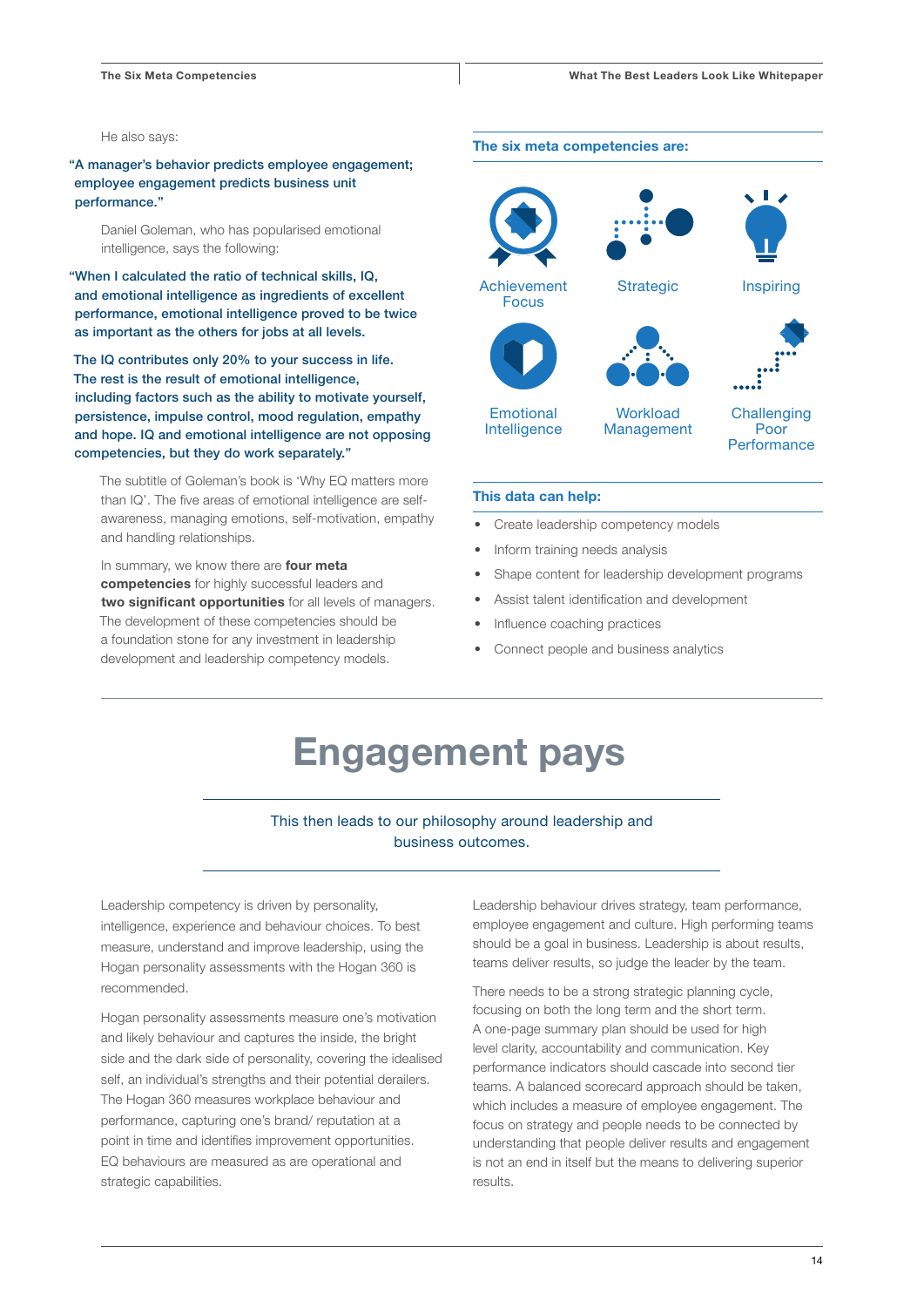He also says:

"A manager's behavior predicts employee engagement; employee engagement predicts business unit performance."

Daniel Goleman, who has popularised emotional intelligence, says the following:

"When I calculated the ratio of technical skills, IQ, and emotional intelligence as ingredients of excellent performance, emotional intelligence proved to be twice as important as the others for jobs at all levels.

The IQ contributes only 20% to your success in life. The rest is the result of emotional intelligence, including factors such as the ability to motivate yourself, persistence, impulse control, mood regulation, empathy and hope. IQ and emotional intelligence are not opposing competencies, but they do work separately."

The subtitle of Goleman's book is 'Why EQ matters more than IQ'. The five areas of emotional intelligence are self-awareness, managing emotions, self-motivation, empathy and handling relationships.

In summary, we know there are **four meta competencies** for highly successful leaders and **two significant opportunities** for all levels of managers. The development of these competencies should be a foundation stone for any investment in leadership development and leadership competency models.

### The six meta competencies are:

- Achievement Focus
- Strategic
- Inspiring
- Emotional Intelligence
- Workload Management
- Challenging Poor Performance

### This data can help:

- Create leadership competency models
- Inform training needs analysis
- Shape content for leadership development programs
- Assist talent identification and development
- Influence coaching practices
- Connect people and business analytics

# Engagement pays

This then leads to our philosophy around leadership and business outcomes.

Leadership competency is driven by personality, intelligence, experience and behaviour choices. To best measure, understand and improve leadership, using the Hogan personality assessments with the Hogan 360 is recommended.

Hogan personality assessments measure one's motivation and likely behaviour and captures the inside, the bright side and the dark side of personality, covering the idealised self, an individual's strengths and their potential derailers. The Hogan 360 measures workplace behaviour and performance, capturing one's brand/ reputation at a point in time and identifies improvement opportunities. EQ behaviours are measured as are operational and strategic capabilities.

Leadership behaviour drives strategy, team performance, employee engagement and culture. High performing teams should be a goal in business. Leadership is about results, teams deliver results, so judge the leader by the team.

There needs to be a strong strategic planning cycle, focusing on both the long term and the short term. A one-page summary plan should be used for high level clarity, accountability and communication. Key performance indicators should cascade into second tier teams. A balanced scorecard approach should be taken, which includes a measure of employee engagement. The focus on strategy and people needs to be connected by understanding that people deliver results and engagement is not an end in itself but the means to delivering superior results.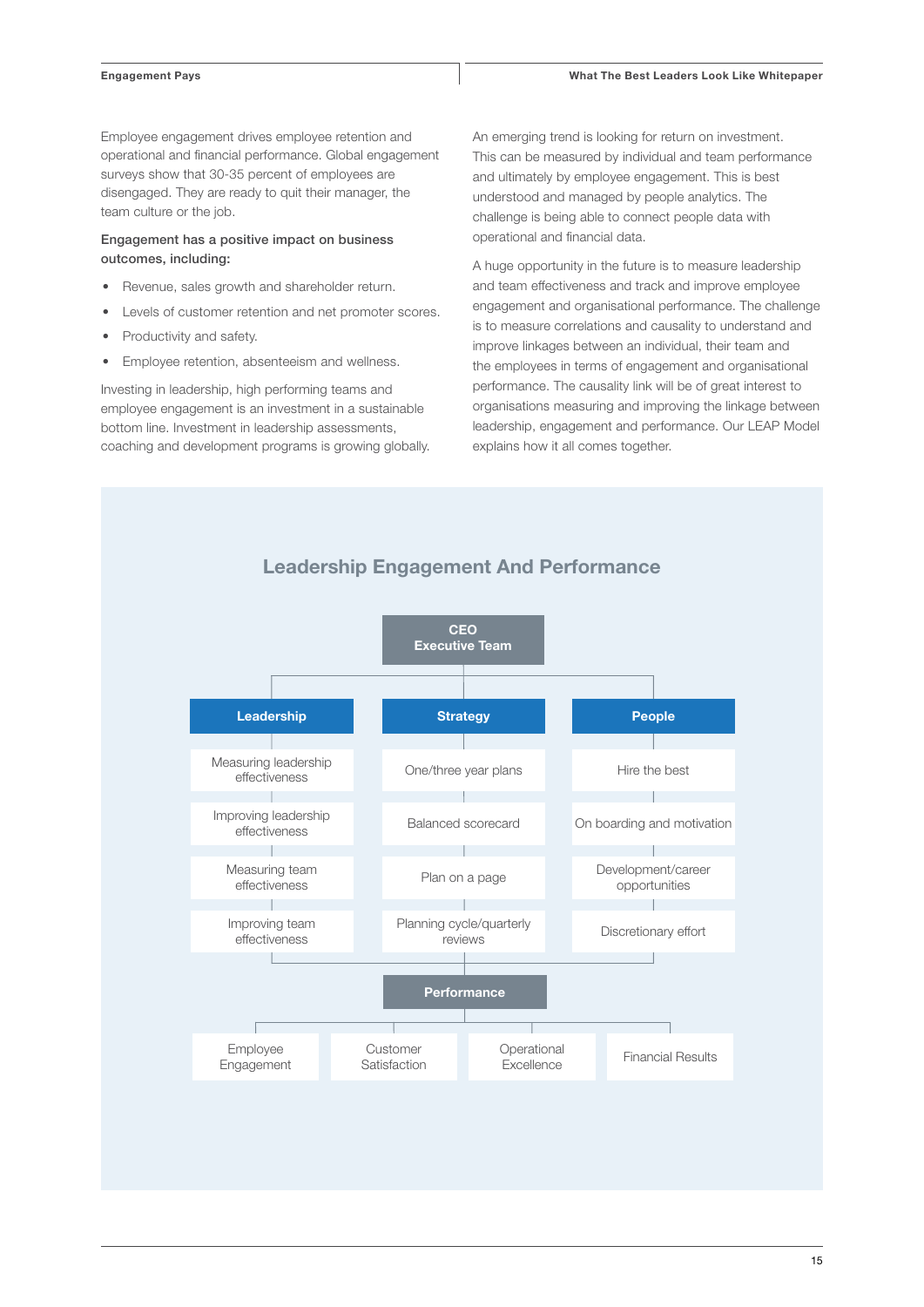Employee engagement drives employee retention and operational and financial performance. Global engagement surveys show that 30-35 percent of employees are disengaged. They are ready to quit their manager, the team culture or the job.

**Engagement has a positive impact on business outcomes, including:**

- Revenue, sales growth and shareholder return.
- Levels of customer retention and net promoter scores.
- Productivity and safety.
- Employee retention, absenteeism and wellness.

Investing in leadership, high performing teams and employee engagement is an investment in a sustainable bottom line. Investment in leadership assessments, coaching and development programs is growing globally.

An emerging trend is looking for return on investment. This can be measured by individual and team performance and ultimately by employee engagement. This is best understood and managed by people analytics. The challenge is being able to connect people data with operational and financial data.

A huge opportunity in the future is to measure leadership and team effectiveness and track and improve employee engagement and organisational performance. The challenge is to measure correlations and causality to understand and improve linkages between an individual, their team and the employees in terms of engagement and organisational performance. The causality link will be of great interest to organisations measuring and improving the linkage between leadership, engagement and performance. Our LEAP Model explains how it all comes together.

## Leadership Engagement And Performance

**CEO Executive Team**

| Leadership | Strategy | People |
|---|---|---|
| Measuring leadership effectiveness | One/three year plans | Hire the best |
| Improving leadership effectiveness | Balanced scorecard | On boarding and motivation |
| Measuring team effectiveness | Plan on a page | Development/career opportunities |
| Improving team effectiveness | Planning cycle/quarterly reviews | Discretionary effort |

**Performance**

| Employee Engagement | Customer Satisfaction | Operational Excellence | Financial Results |
|---|---|---|---|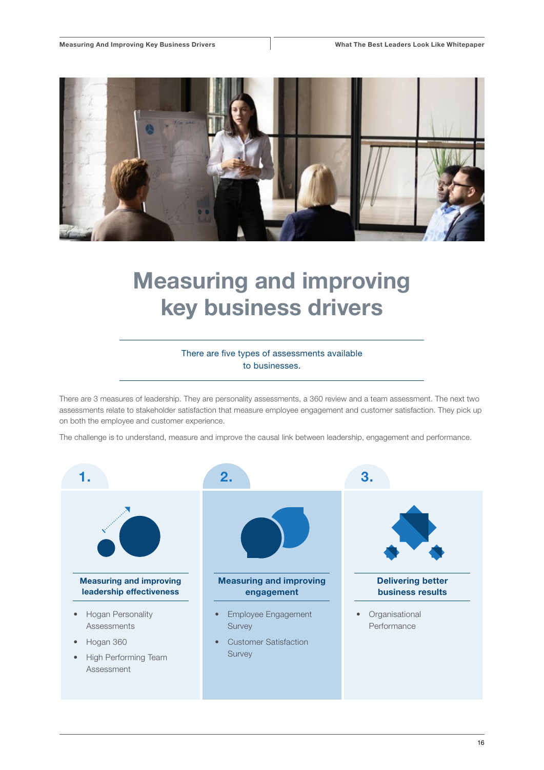# Measuring and improving key business drivers

There are five types of assessments available to businesses.

There are 3 measures of leadership. They are personality assessments, a 360 review and a team assessment. The next two assessments relate to stakeholder satisfaction that measure employee engagement and customer satisfaction. They pick up on both the employee and customer experience.

The challenge is to understand, measure and improve the causal link between leadership, engagement and performance.

## 1.

**Measuring and improving leadership effectiveness**

- Hogan Personality Assessments
- Hogan 360
- High Performing Team Assessment

## 2.

**Measuring and improving engagement**

- Employee Engagement Survey
- Customer Satisfaction Survey

## 3.

**Delivering better business results**

- Organisational Performance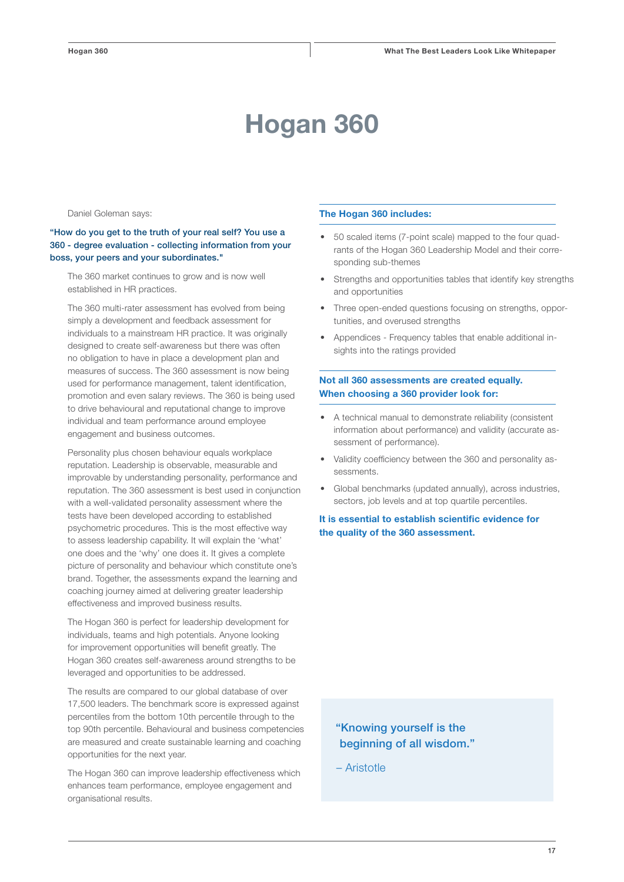# Hogan 360

Daniel Goleman says:

**"How do you get to the truth of your real self? You use a 360 - degree evaluation - collecting information from your boss, your peers and your subordinates."**

The 360 market continues to grow and is now well established in HR practices.

The 360 multi-rater assessment has evolved from being simply a development and feedback assessment for individuals to a mainstream HR practice. It was originally designed to create self-awareness but there was often no obligation to have in place a development plan and measures of success. The 360 assessment is now being used for performance management, talent identification, promotion and even salary reviews. The 360 is being used to drive behavioural and reputational change to improve individual and team performance around employee engagement and business outcomes.

Personality plus chosen behaviour equals workplace reputation. Leadership is observable, measurable and improvable by understanding personality, performance and reputation. The 360 assessment is best used in conjunction with a well-validated personality assessment where the tests have been developed according to established psychometric procedures. This is the most effective way to assess leadership capability. It will explain the 'what' one does and the 'why' one does it. It gives a complete picture of personality and behaviour which constitute one's brand. Together, the assessments expand the learning and coaching journey aimed at delivering greater leadership effectiveness and improved business results.

The Hogan 360 is perfect for leadership development for individuals, teams and high potentials. Anyone looking for improvement opportunities will benefit greatly. The Hogan 360 creates self-awareness around strengths to be leveraged and opportunities to be addressed.

The results are compared to our global database of over 17,500 leaders. The benchmark score is expressed against percentiles from the bottom 10th percentile through to the top 90th percentile. Behavioural and business competencies are measured and create sustainable learning and coaching opportunities for the next year.

The Hogan 360 can improve leadership effectiveness which enhances team performance, employee engagement and organisational results.

### The Hogan 360 includes:

- 50 scaled items (7-point scale) mapped to the four quadrants of the Hogan 360 Leadership Model and their corresponding sub-themes
- Strengths and opportunities tables that identify key strengths and opportunities
- Three open-ended questions focusing on strengths, opportunities, and overused strengths
- Appendices - Frequency tables that enable additional insights into the ratings provided

### Not all 360 assessments are created equally. When choosing a 360 provider look for:

- A technical manual to demonstrate reliability (consistent information about performance) and validity (accurate assessment of performance).
- Validity coefficiency between the 360 and personality assessments.
- Global benchmarks (updated annually), across industries, sectors, job levels and at top quartile percentiles.

**It is essential to establish scientific evidence for the quality of the 360 assessment.**

> "Knowing yourself is the beginning of all wisdom."
>
> – Aristotle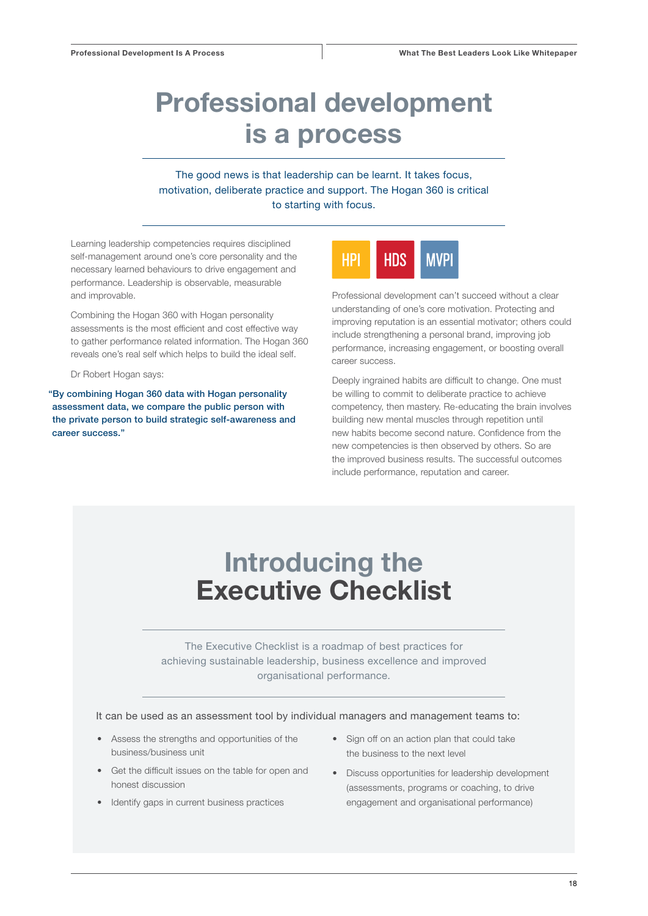# Professional development is a process

The good news is that leadership can be learnt. It takes focus, motivation, deliberate practice and support. The Hogan 360 is critical to starting with focus.

Learning leadership competencies requires disciplined self-management around one's core personality and the necessary learned behaviours to drive engagement and performance. Leadership is observable, measurable and improvable.

Combining the Hogan 360 with Hogan personality assessments is the most efficient and cost effective way to gather performance related information. The Hogan 360 reveals one's real self which helps to build the ideal self.

Dr Robert Hogan says:

**"By combining Hogan 360 data with Hogan personality assessment data, we compare the public person with the private person to build strategic self-awareness and career success."**

HPI HDS MVPI

Professional development can't succeed without a clear understanding of one's core motivation. Protecting and improving reputation is an essential motivator; others could include strengthening a personal brand, improving job performance, increasing engagement, or boosting overall career success.

Deeply ingrained habits are difficult to change. One must be willing to commit to deliberate practice to achieve competency, then mastery. Re-educating the brain involves building new mental muscles through repetition until new habits become second nature. Confidence from the new competencies is then observed by others. So are the improved business results. The successful outcomes include performance, reputation and career.

## Introducing the Executive Checklist

The Executive Checklist is a roadmap of best practices for achieving sustainable leadership, business excellence and improved organisational performance.

It can be used as an assessment tool by individual managers and management teams to:

- Assess the strengths and opportunities of the business/business unit
- Get the difficult issues on the table for open and honest discussion
- Identify gaps in current business practices
- Sign off on an action plan that could take the business to the next level
- Discuss opportunities for leadership development (assessments, programs or coaching, to drive engagement and organisational performance)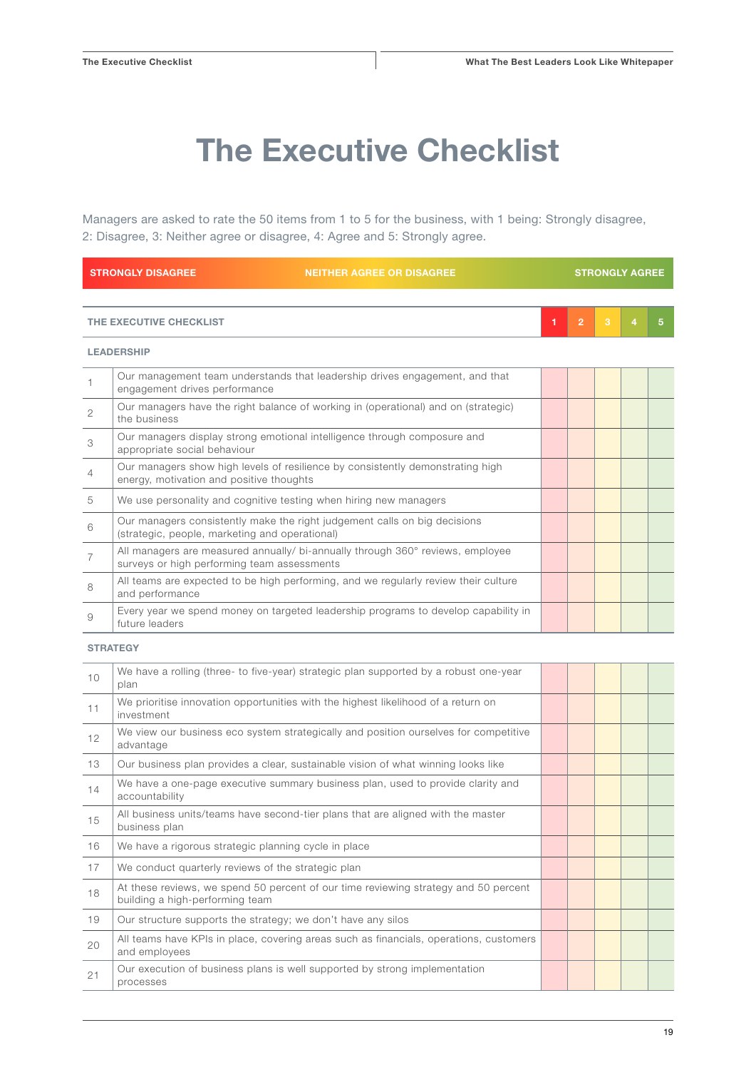# The Executive Checklist

Managers are asked to rate the 50 items from 1 to 5 for the business, with 1 being: Strongly disagree, 2: Disagree, 3: Neither agree or disagree, 4: Agree and 5: Strongly agree.

**STRONGLY DISAGREE** — **NEITHER AGREE OR DISAGREE** — **STRONGLY AGREE**

| | THE EXECUTIVE CHECKLIST | 1 | 2 | 3 | 4 | 5 |
|---|---|---|---|---|---|---|
| | **LEADERSHIP** | | | | | |
| 1 | Our management team understands that leadership drives engagement, and that engagement drives performance | | | | | |
| 2 | Our managers have the right balance of working in (operational) and on (strategic) the business | | | | | |
| 3 | Our managers display strong emotional intelligence through composure and appropriate social behaviour | | | | | |
| 4 | Our managers show high levels of resilience by consistently demonstrating high energy, motivation and positive thoughts | | | | | |
| 5 | We use personality and cognitive testing when hiring new managers | | | | | |
| 6 | Our managers consistently make the right judgement calls on big decisions (strategic, people, marketing and operational) | | | | | |
| 7 | All managers are measured annually/ bi-annually through 360° reviews, employee surveys or high performing team assessments | | | | | |
| 8 | All teams are expected to be high performing, and we regularly review their culture and performance | | | | | |
| 9 | Every year we spend money on targeted leadership programs to develop capability in future leaders | | | | | |
| | **STRATEGY** | | | | | |
| 10 | We have a rolling (three- to five-year) strategic plan supported by a robust one-year plan | | | | | |
| 11 | We prioritise innovation opportunities with the highest likelihood of a return on investment | | | | | |
| 12 | We view our business eco system strategically and position ourselves for competitive advantage | | | | | |
| 13 | Our business plan provides a clear, sustainable vision of what winning looks like | | | | | |
| 14 | We have a one-page executive summary business plan, used to provide clarity and accountability | | | | | |
| 15 | All business units/teams have second-tier plans that are aligned with the master business plan | | | | | |
| 16 | We have a rigorous strategic planning cycle in place | | | | | |
| 17 | We conduct quarterly reviews of the strategic plan | | | | | |
| 18 | At these reviews, we spend 50 percent of our time reviewing strategy and 50 percent building a high-performing team | | | | | |
| 19 | Our structure supports the strategy; we don't have any silos | | | | | |
| 20 | All teams have KPIs in place, covering areas such as financials, operations, customers and employees | | | | | |
| 21 | Our execution of business plans is well supported by strong implementation processes | | | | | |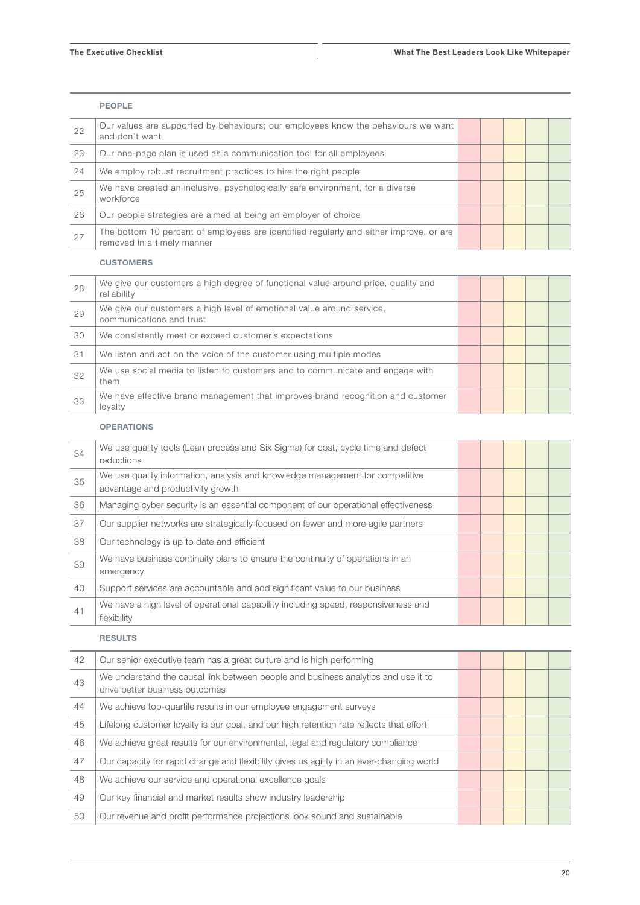**PEOPLE**

| | | | | | | |
|---|---|---|---|---|---|---|
| 22 | Our values are supported by behaviours; our employees know the behaviours we want and don't want | | | | | |
| 23 | Our one-page plan is used as a communication tool for all employees | | | | | |
| 24 | We employ robust recruitment practices to hire the right people | | | | | |
| 25 | We have created an inclusive, psychologically safe environment, for a diverse workforce | | | | | |
| 26 | Our people strategies are aimed at being an employer of choice | | | | | |
| 27 | The bottom 10 percent of employees are identified regularly and either improve, or are removed in a timely manner | | | | | |

**CUSTOMERS**

| | | | | | | |
|---|---|---|---|---|---|---|
| 28 | We give our customers a high degree of functional value around price, quality and reliability | | | | | |
| 29 | We give our customers a high level of emotional value around service, communications and trust | | | | | |
| 30 | We consistently meet or exceed customer's expectations | | | | | |
| 31 | We listen and act on the voice of the customer using multiple modes | | | | | |
| 32 | We use social media to listen to customers and to communicate and engage with them | | | | | |
| 33 | We have effective brand management that improves brand recognition and customer loyalty | | | | | |

**OPERATIONS**

| | | | | | | |
|---|---|---|---|---|---|---|
| 34 | We use quality tools (Lean process and Six Sigma) for cost, cycle time and defect reductions | | | | | |
| 35 | We use quality information, analysis and knowledge management for competitive advantage and productivity growth | | | | | |
| 36 | Managing cyber security is an essential component of our operational effectiveness | | | | | |
| 37 | Our supplier networks are strategically focused on fewer and more agile partners | | | | | |
| 38 | Our technology is up to date and efficient | | | | | |
| 39 | We have business continuity plans to ensure the continuity of operations in an emergency | | | | | |
| 40 | Support services are accountable and add significant value to our business | | | | | |
| 41 | We have a high level of operational capability including speed, responsiveness and flexibility | | | | | |

**RESULTS**

| | | | | | | |
|---|---|---|---|---|---|---|
| 42 | Our senior executive team has a great culture and is high performing | | | | | |
| 43 | We understand the causal link between people and business analytics and use it to drive better business outcomes | | | | | |
| 44 | We achieve top-quartile results in our employee engagement surveys | | | | | |
| 45 | Lifelong customer loyalty is our goal, and our high retention rate reflects that effort | | | | | |
| 46 | We achieve great results for our environmental, legal and regulatory compliance | | | | | |
| 47 | Our capacity for rapid change and flexibility gives us agility in an ever-changing world | | | | | |
| 48 | We achieve our service and operational excellence goals | | | | | |
| 49 | Our key financial and market results show industry leadership | | | | | |
| 50 | Our revenue and profit performance projections look sound and sustainable | | | | | |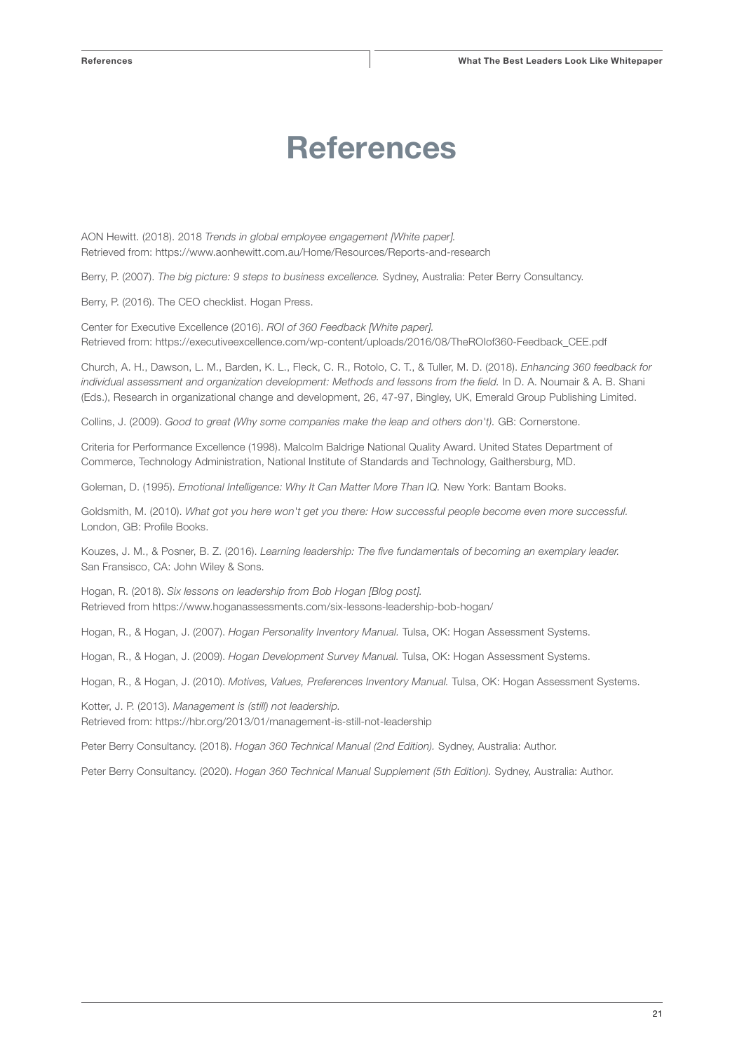# References

AON Hewitt. (2018). 2018 *Trends in global employee engagement [White paper].*
Retrieved from: https://www.aonhewitt.com.au/Home/Resources/Reports-and-research

Berry, P. (2007). *The big picture: 9 steps to business excellence.* Sydney, Australia: Peter Berry Consultancy.

Berry, P. (2016). The CEO checklist. Hogan Press.

Center for Executive Excellence (2016). *ROI of 360 Feedback [White paper].*
Retrieved from: https://executiveexcellence.com/wp-content/uploads/2016/08/TheROIof360-Feedback_CEE.pdf

Church, A. H., Dawson, L. M., Barden, K. L., Fleck, C. R., Rotolo, C. T., & Tuller, M. D. (2018). *Enhancing 360 feedback for individual assessment and organization development: Methods and lessons from the field.* In D. A. Noumair & A. B. Shani (Eds.), Research in organizational change and development, 26, 47-97, Bingley, UK, Emerald Group Publishing Limited.

Collins, J. (2009). *Good to great (Why some companies make the leap and others don't).* GB: Cornerstone.

Criteria for Performance Excellence (1998). Malcolm Baldrige National Quality Award. United States Department of Commerce, Technology Administration, National Institute of Standards and Technology, Gaithersburg, MD.

Goleman, D. (1995). *Emotional Intelligence: Why It Can Matter More Than IQ.* New York: Bantam Books.

Goldsmith, M. (2010). *What got you here won't get you there: How successful people become even more successful.* London, GB: Profile Books.

Kouzes, J. M., & Posner, B. Z. (2016). *Learning leadership: The five fundamentals of becoming an exemplary leader.* San Fransisco, CA: John Wiley & Sons.

Hogan, R. (2018). *Six lessons on leadership from Bob Hogan [Blog post].*
Retrieved from https://www.hoganassessments.com/six-lessons-leadership-bob-hogan/

Hogan, R., & Hogan, J. (2007). *Hogan Personality Inventory Manual.* Tulsa, OK: Hogan Assessment Systems.

Hogan, R., & Hogan, J. (2009). *Hogan Development Survey Manual.* Tulsa, OK: Hogan Assessment Systems.

Hogan, R., & Hogan, J. (2010). *Motives, Values, Preferences Inventory Manual.* Tulsa, OK: Hogan Assessment Systems.

Kotter, J. P. (2013). *Management is (still) not leadership.*
Retrieved from: https://hbr.org/2013/01/management-is-still-not-leadership

Peter Berry Consultancy. (2018). *Hogan 360 Technical Manual (2nd Edition).* Sydney, Australia: Author.

Peter Berry Consultancy. (2020). *Hogan 360 Technical Manual Supplement (5th Edition).* Sydney, Australia: Author.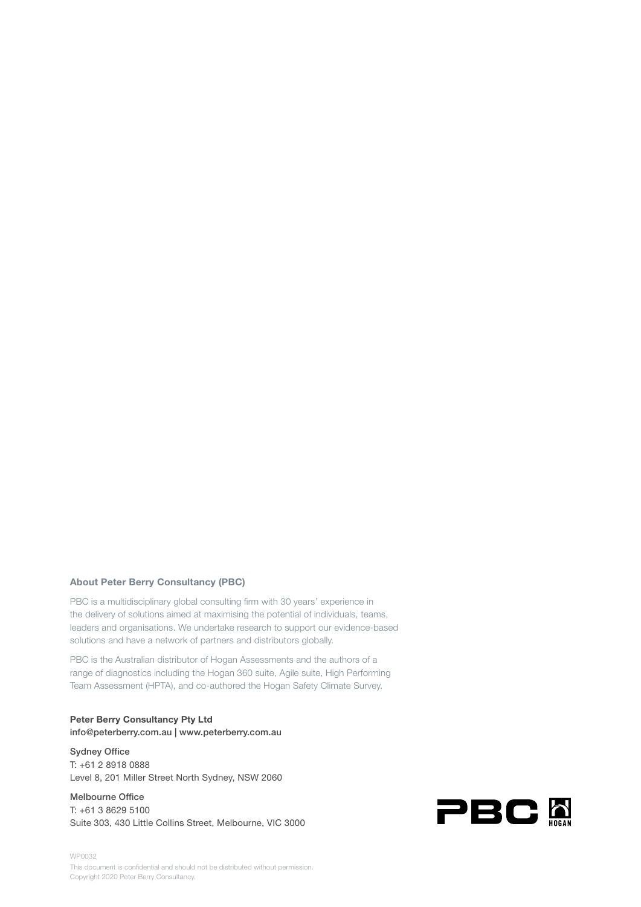**About Peter Berry Consultancy (PBC)**

PBC is a multidisciplinary global consulting firm with 30 years' experience in the delivery of solutions aimed at maximising the potential of individuals, teams, leaders and organisations. We undertake research to support our evidence-based solutions and have a network of partners and distributors globally.

PBC is the Australian distributor of Hogan Assessments and the authors of a range of diagnostics including the Hogan 360 suite, Agile suite, High Performing Team Assessment (HPTA), and co-authored the Hogan Safety Climate Survey.

**Peter Berry Consultancy Pty Ltd**
info@peterberry.com.au | www.peterberry.com.au

Sydney Office
T: +61 2 8918 0888
Level 8, 201 Miller Street North Sydney, NSW 2060

Melbourne Office
T: +61 3 8629 5100
Suite 303, 430 Little Collins Street, Melbourne, VIC 3000

PBC HOGAN

WP0032
This document is confidential and should not be distributed without permission.
Copyright 2020 Peter Berry Consultancy.